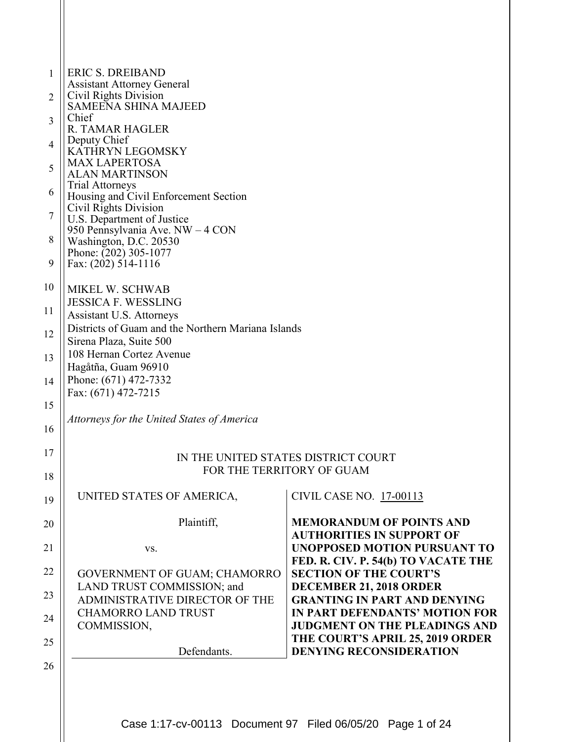ERIC S. DREIBAND
Assistant Attorney General
Civil Rights Division
SAMEENA SHINA MAJEED
Chief
R. TAMAR HAGLER
Deputy Chief
KATHRYN LEGOMSKY
MAX LAPERTOSA
ALAN MARTINSON
Trial Attorneys
Housing and Civil Enforcement Section
Civil Rights Division
U.S. Department of Justice
950 Pennsylvania Ave. NW – 4 CON
Washington, D.C. 20530
Phone: (202) 305-1077
Fax: (202) 514-1116

MIKEL W. SCHWAB
JESSICA F. WESSLING
Assistant U.S. Attorneys
Districts of Guam and the Northern Mariana Islands
Sirena Plaza, Suite 500
108 Hernan Cortez Avenue
Hagåtña, Guam 96910
Phone: (671) 472-7332
Fax: (671) 472-7215

*Attorneys for the United States of America*

IN THE UNITED STATES DISTRICT COURT
FOR THE TERRITORY OF GUAM

| | |
|---|---|
| UNITED STATES OF AMERICA,<br><br>Plaintiff,<br><br>vs.<br><br>GOVERNMENT OF GUAM; CHAMORRO LAND TRUST COMMISSION; and ADMINISTRATIVE DIRECTOR OF THE CHAMORRO LAND TRUST COMMISSION,<br><br>Defendants. | CIVIL CASE NO. 17-00113<br><br>**MEMORANDUM OF POINTS AND AUTHORITIES IN SUPPORT OF UNOPPOSED MOTION PURSUANT TO FED. R. CIV. P. 54(b) TO VACATE THE SECTION OF THE COURT'S DECEMBER 21, 2018 ORDER GRANTING IN PART AND DENYING IN PART DEFENDANTS' MOTION FOR JUDGMENT ON THE PLEADINGS AND THE COURT'S APRIL 25, 2019 ORDER DENYING RECONSIDERATION** |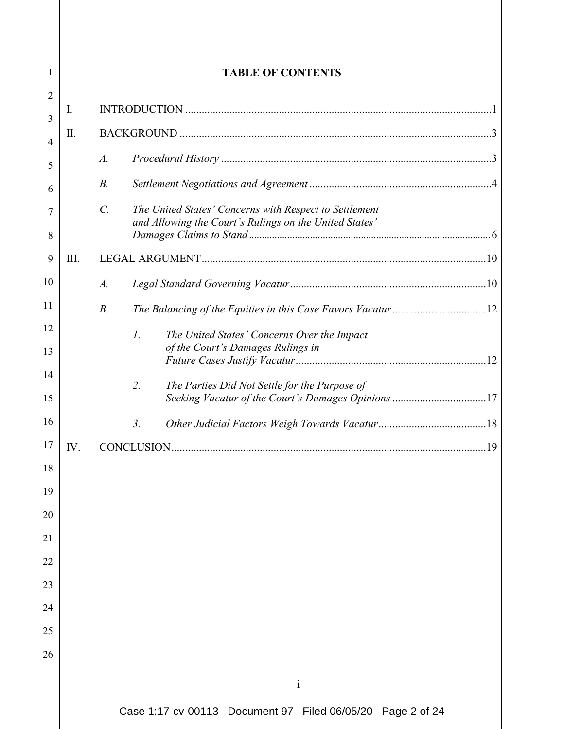# TABLE OF CONTENTS

I. INTRODUCTION ....... 1

II. BACKGROUND ....... 3

*A. Procedural History* ....... 3

*B. Settlement Negotiations and Agreement* ....... 4

*C. The United States' Concerns with Respect to Settlement and Allowing the Court's Rulings on the United States' Damages Claims to Stand* ....... 6

III. LEGAL ARGUMENT ....... 10

*A. Legal Standard Governing Vacatur* ....... 10

*B. The Balancing of the Equities in this Case Favors Vacatur* ....... 12

*1. The United States' Concerns Over the Impact of the Court's Damages Rulings in Future Cases Justify Vacatur* ....... 12

*2. The Parties Did Not Settle for the Purpose of Seeking Vacatur of the Court's Damages Opinions* ....... 17

*3. Other Judicial Factors Weigh Towards Vacatur* ....... 18

IV. CONCLUSION ....... 19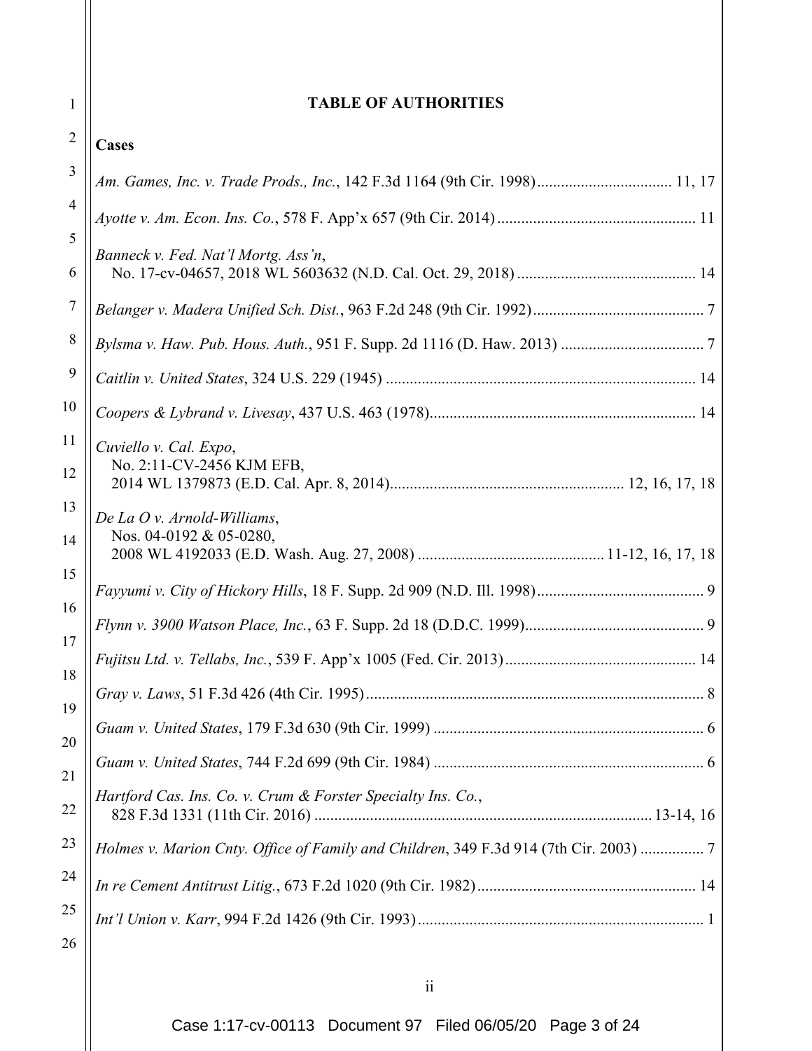## TABLE OF AUTHORITIES

**Cases**

*Am. Games, Inc. v. Trade Prods., Inc.*, 142 F.3d 1164 (9th Cir. 1998) .................................. 11, 17

*Ayotte v. Am. Econ. Ins. Co.*, 578 F. App'x 657 (9th Cir. 2014) .................................................. 11

*Banneck v. Fed. Nat'l Mortg. Ass'n*,
No. 17-cv-04657, 2018 WL 5603632 (N.D. Cal. Oct. 29, 2018) ............................................. 14

*Belanger v. Madera Unified Sch. Dist.*, 963 F.2d 248 (9th Cir. 1992) ........................................... 7

*Bylsma v. Haw. Pub. Hous. Auth.*, 951 F. Supp. 2d 1116 (D. Haw. 2013) .................................... 7

*Caitlin v. United States*, 324 U.S. 229 (1945) .............................................................................. 14

*Coopers & Lybrand v. Livesay*, 437 U.S. 463 (1978) .................................................................. 14

*Cuviello v. Cal. Expo*,
No. 2:11-CV-2456 KJM EFB,
2014 WL 1379873 (E.D. Cal. Apr. 8, 2014) ........................................................... 12, 16, 17, 18

*De La O v. Arnold-Williams*,
Nos. 04-0192 & 05-0280,
2008 WL 4192033 (E.D. Wash. Aug. 27, 2008) ............................................... 11-12, 16, 17, 18

*Fayyumi v. City of Hickory Hills*, 18 F. Supp. 2d 909 (N.D. Ill. 1998) .......................................... 9

*Flynn v. 3900 Watson Place, Inc.*, 63 F. Supp. 2d 18 (D.D.C. 1999) ............................................. 9

*Fujitsu Ltd. v. Tellabs, Inc.*, 539 F. App'x 1005 (Fed. Cir. 2013) ................................................ 14

*Gray v. Laws*, 51 F.3d 426 (4th Cir. 1995) ..................................................................................... 8

*Guam v. United States*, 179 F.3d 630 (9th Cir. 1999) .................................................................... 6

*Guam v. United States*, 744 F.2d 699 (9th Cir. 1984) .................................................................... 6

*Hartford Cas. Ins. Co. v. Crum & Forster Specialty Ins. Co.*,
828 F.3d 1331 (11th Cir. 2016) .................................................................................... 13-14, 16

*Holmes v. Marion Cnty. Office of Family and Children*, 349 F.3d 914 (7th Cir. 2003) ................ 7

*In re Cement Antitrust Litig.*, 673 F.2d 1020 (9th Cir. 1982) ....................................................... 14

*Int'l Union v. Karr*, 994 F.2d 1426 (9th Cir. 1993) ........................................................................ 1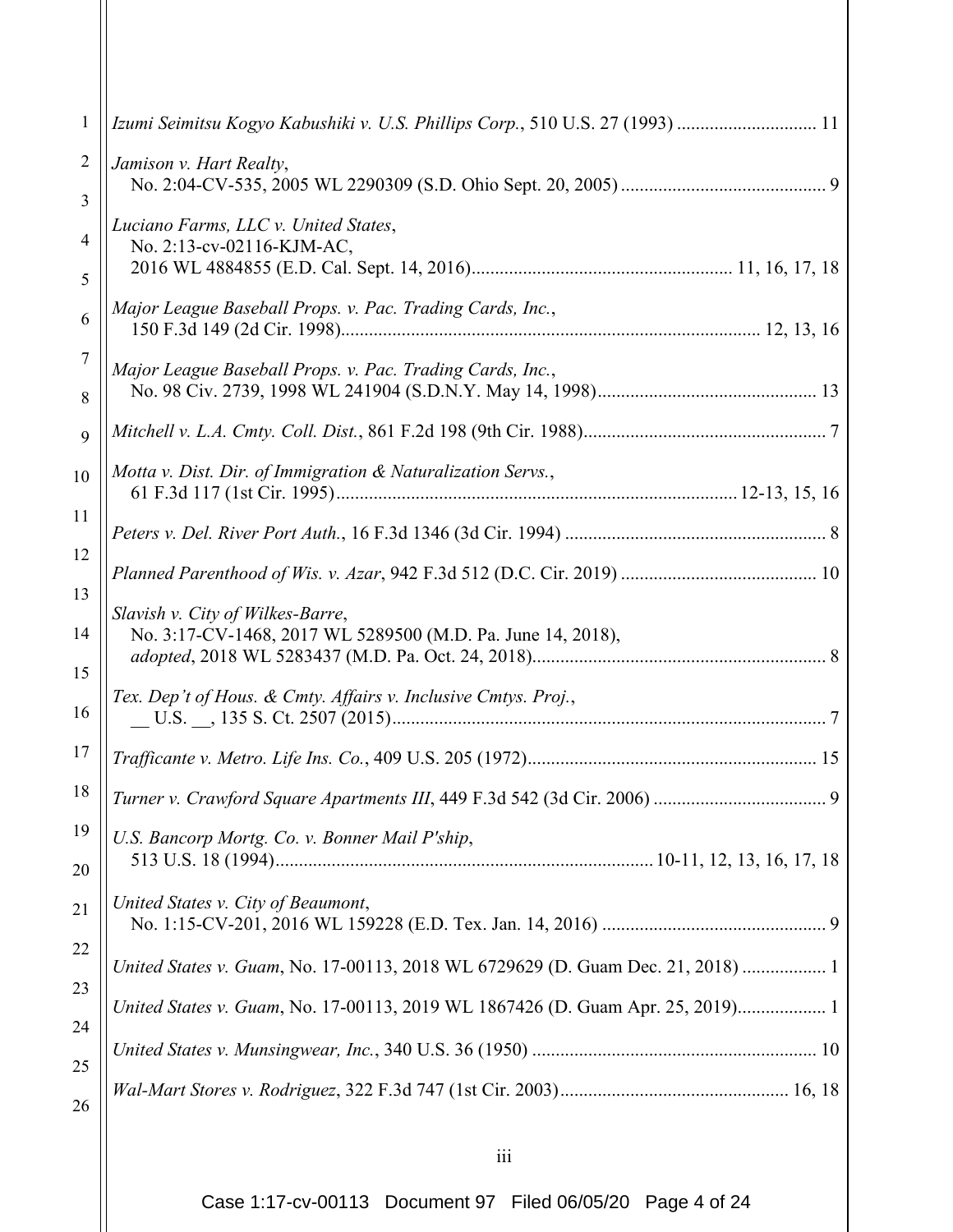*Izumi Seimitsu Kogyo Kabushiki v. U.S. Phillips Corp.*, 510 U.S. 27 (1993) ............................. 11

*Jamison v. Hart Realty*,
No. 2:04-CV-535, 2005 WL 2290309 (S.D. Ohio Sept. 20, 2005) ............................................ 9

*Luciano Farms, LLC v. United States*,
No. 2:13-cv-02116-KJM-AC,
2016 WL 4884855 (E.D. Cal. Sept. 14, 2016)........................................................ 11, 16, 17, 18

*Major League Baseball Props. v. Pac. Trading Cards, Inc.*,
150 F.3d 149 (2d Cir. 1998)......................................................................................... 12, 13, 16

*Major League Baseball Props. v. Pac. Trading Cards, Inc.*,
No. 98 Civ. 2739, 1998 WL 241904 (S.D.N.Y. May 14, 1998)............................................... 13

*Mitchell v. L.A. Cmty. Coll. Dist.*, 861 F.2d 198 (9th Cir. 1988).................................................... 7

*Motta v. Dist. Dir. of Immigration & Naturalization Servs.*,
61 F.3d 117 (1st Cir. 1995)..................................................................................... 12-13, 15, 16

*Peters v. Del. River Port Auth.*, 16 F.3d 1346 (3d Cir. 1994) ........................................................ 8

*Planned Parenthood of Wis. v. Azar*, 942 F.3d 512 (D.C. Cir. 2019) .......................................... 10

*Slavish v. City of Wilkes-Barre*,
No. 3:17-CV-1468, 2017 WL 5289500 (M.D. Pa. June 14, 2018),
*adopted*, 2018 WL 5283437 (M.D. Pa. Oct. 24, 2018).............................................................. 8

*Tex. Dep't of Hous. & Cmty. Affairs v. Inclusive Cmtys. Proj.*,
__ U.S. __, 135 S. Ct. 2507 (2015)............................................................................................ 7

*Trafficante v. Metro. Life Ins. Co.*, 409 U.S. 205 (1972)............................................................. 15

*Turner v. Crawford Square Apartments III*, 449 F.3d 542 (3d Cir. 2006) ..................................... 9

*U.S. Bancorp Mortg. Co. v. Bonner Mail P'ship*,
513 U.S. 18 (1994)................................................................................10-11, 12, 13, 16, 17, 18

*United States v. City of Beaumont*,
No. 1:15-CV-201, 2016 WL 159228 (E.D. Tex. Jan. 14, 2016) ................................................ 9

*United States v. Guam*, No. 17-00113, 2018 WL 6729629 (D. Guam Dec. 21, 2018) .................. 1

*United States v. Guam*, No. 17-00113, 2019 WL 1867426 (D. Guam Apr. 25, 2019)................... 1

*United States v. Munsingwear, Inc.*, 340 U.S. 36 (1950) ............................................................ 10

*Wal-Mart Stores v. Rodriguez*, 322 F.3d 747 (1st Cir. 2003)................................................ 16, 18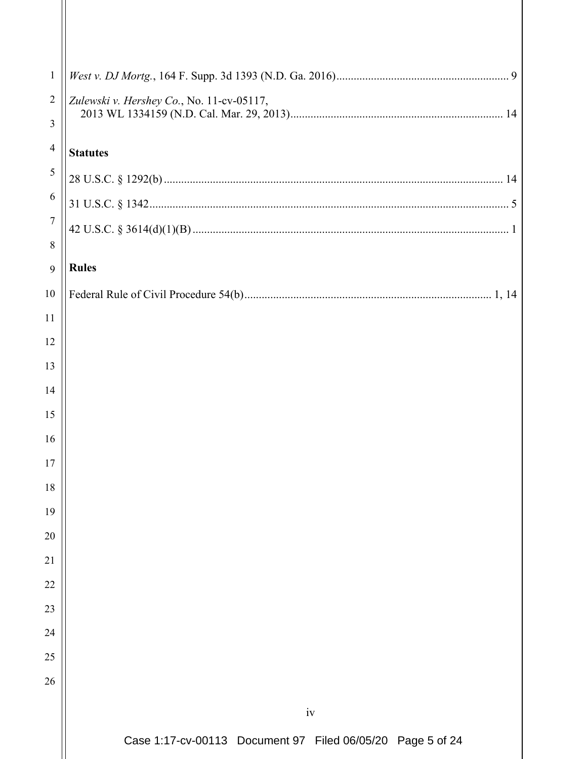*West v. DJ Mortg.*, 164 F. Supp. 3d 1393 (N.D. Ga. 2016)........................................................... 9

*Zulewski v. Hershey Co.*, No. 11-cv-05117,
2013 WL 1334159 (N.D. Cal. Mar. 29, 2013)........................................................................ 14

**Statutes**

28 U.S.C. § 1292(b) ..................................................................................................................... 14

31 U.S.C. § 1342........................................................................................................................... 5

42 U.S.C. § 3614(d)(1)(B) ............................................................................................................. 1

**Rules**

Federal Rule of Civil Procedure 54(b)...................................................................................... 1, 14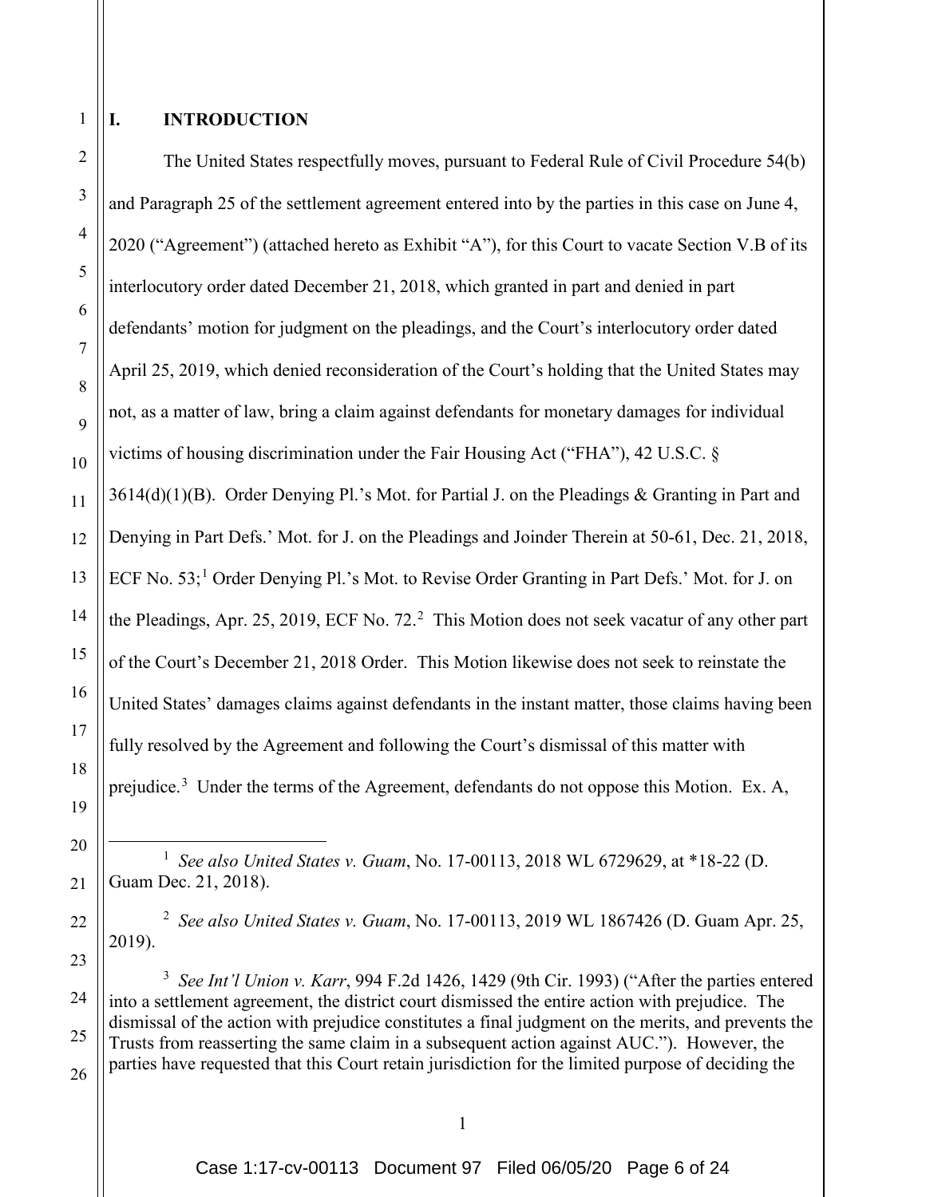## I. INTRODUCTION

The United States respectfully moves, pursuant to Federal Rule of Civil Procedure 54(b) and Paragraph 25 of the settlement agreement entered into by the parties in this case on June 4, 2020 ("Agreement") (attached hereto as Exhibit "A"), for this Court to vacate Section V.B of its interlocutory order dated December 21, 2018, which granted in part and denied in part defendants' motion for judgment on the pleadings, and the Court's interlocutory order dated April 25, 2019, which denied reconsideration of the Court's holding that the United States may not, as a matter of law, bring a claim against defendants for monetary damages for individual victims of housing discrimination under the Fair Housing Act ("FHA"), 42 U.S.C. § 3614(d)(1)(B). Order Denying Pl.'s Mot. for Partial J. on the Pleadings & Granting in Part and Denying in Part Defs.' Mot. for J. on the Pleadings and Joinder Therein at 50-61, Dec. 21, 2018, ECF No. 53;[1] Order Denying Pl.'s Mot. to Revise Order Granting in Part Defs.' Mot. for J. on the Pleadings, Apr. 25, 2019, ECF No. 72.[2] This Motion does not seek vacatur of any other part of the Court's December 21, 2018 Order. This Motion likewise does not seek to reinstate the United States' damages claims against defendants in the instant matter, those claims having been fully resolved by the Agreement and following the Court's dismissal of this matter with prejudice.[3] Under the terms of the Agreement, defendants do not oppose this Motion. Ex. A,

---

[1] *See also United States v. Guam*, No. 17-00113, 2018 WL 6729629, at *18-22 (D. Guam Dec. 21, 2018).

[2] *See also United States v. Guam*, No. 17-00113, 2019 WL 1867426 (D. Guam Apr. 25, 2019).

[3] *See Int'l Union v. Karr*, 994 F.2d 1426, 1429 (9th Cir. 1993) ("After the parties entered into a settlement agreement, the district court dismissed the entire action with prejudice. The dismissal of the action with prejudice constitutes a final judgment on the merits, and prevents the Trusts from reasserting the same claim in a subsequent action against AUC."). However, the parties have requested that this Court retain jurisdiction for the limited purpose of deciding the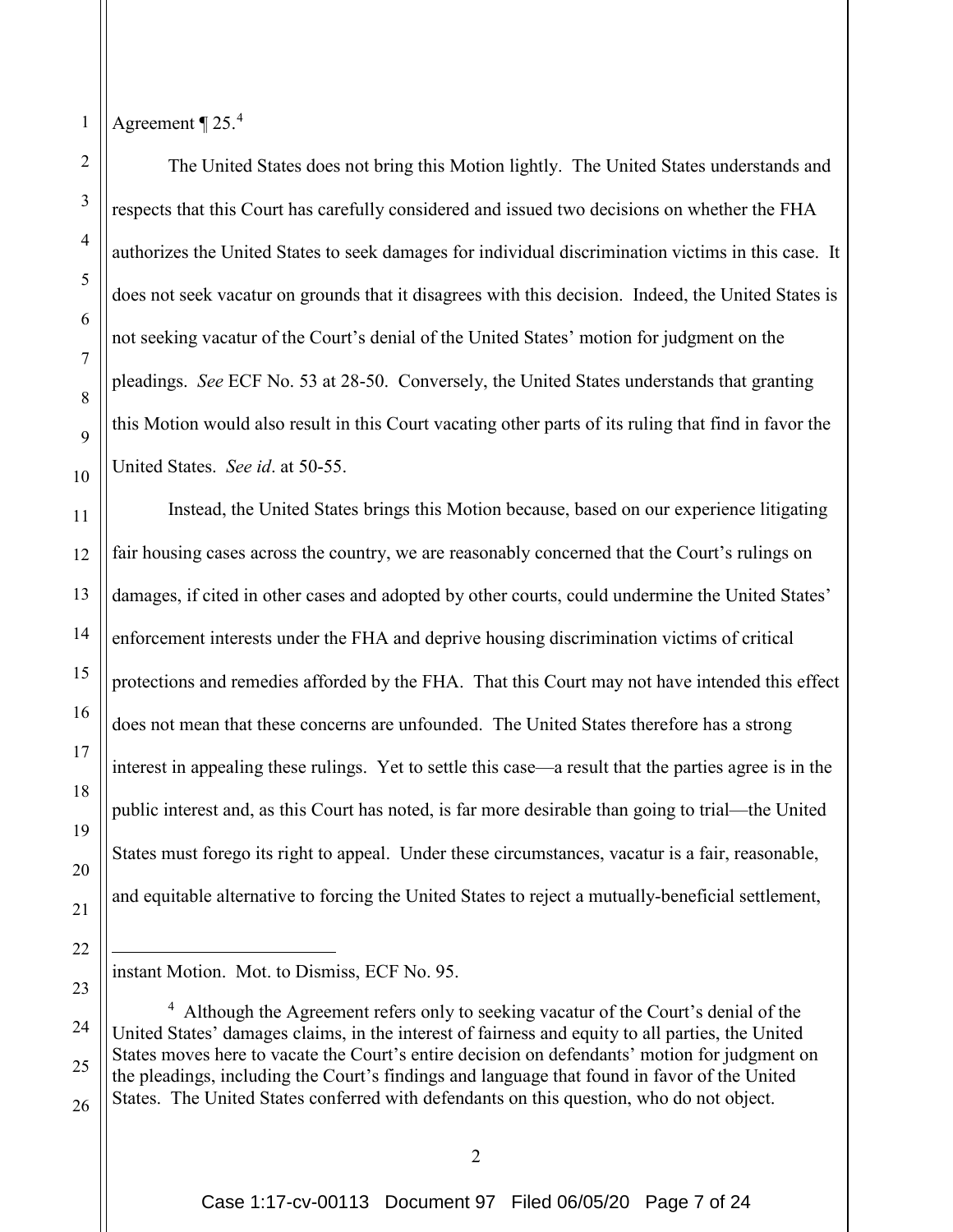Agreement ¶ 25.[4]

The United States does not bring this Motion lightly. The United States understands and respects that this Court has carefully considered and issued two decisions on whether the FHA authorizes the United States to seek damages for individual discrimination victims in this case. It does not seek vacatur on grounds that it disagrees with this decision. Indeed, the United States is not seeking vacatur of the Court's denial of the United States' motion for judgment on the pleadings. *See* ECF No. 53 at 28-50. Conversely, the United States understands that granting this Motion would also result in this Court vacating other parts of its ruling that find in favor the United States. *See id*. at 50-55.

Instead, the United States brings this Motion because, based on our experience litigating fair housing cases across the country, we are reasonably concerned that the Court's rulings on damages, if cited in other cases and adopted by other courts, could undermine the United States' enforcement interests under the FHA and deprive housing discrimination victims of critical protections and remedies afforded by the FHA. That this Court may not have intended this effect does not mean that these concerns are unfounded. The United States therefore has a strong interest in appealing these rulings. Yet to settle this case—a result that the parties agree is in the public interest and, as this Court has noted, is far more desirable than going to trial—the United States must forego its right to appeal. Under these circumstances, vacatur is a fair, reasonable, and equitable alternative to forcing the United States to reject a mutually-beneficial settlement,

---

instant Motion. Mot. to Dismiss, ECF No. 95.

[4] Although the Agreement refers only to seeking vacatur of the Court's denial of the United States' damages claims, in the interest of fairness and equity to all parties, the United States moves here to vacate the Court's entire decision on defendants' motion for judgment on the pleadings, including the Court's findings and language that found in favor of the United States. The United States conferred with defendants on this question, who do not object.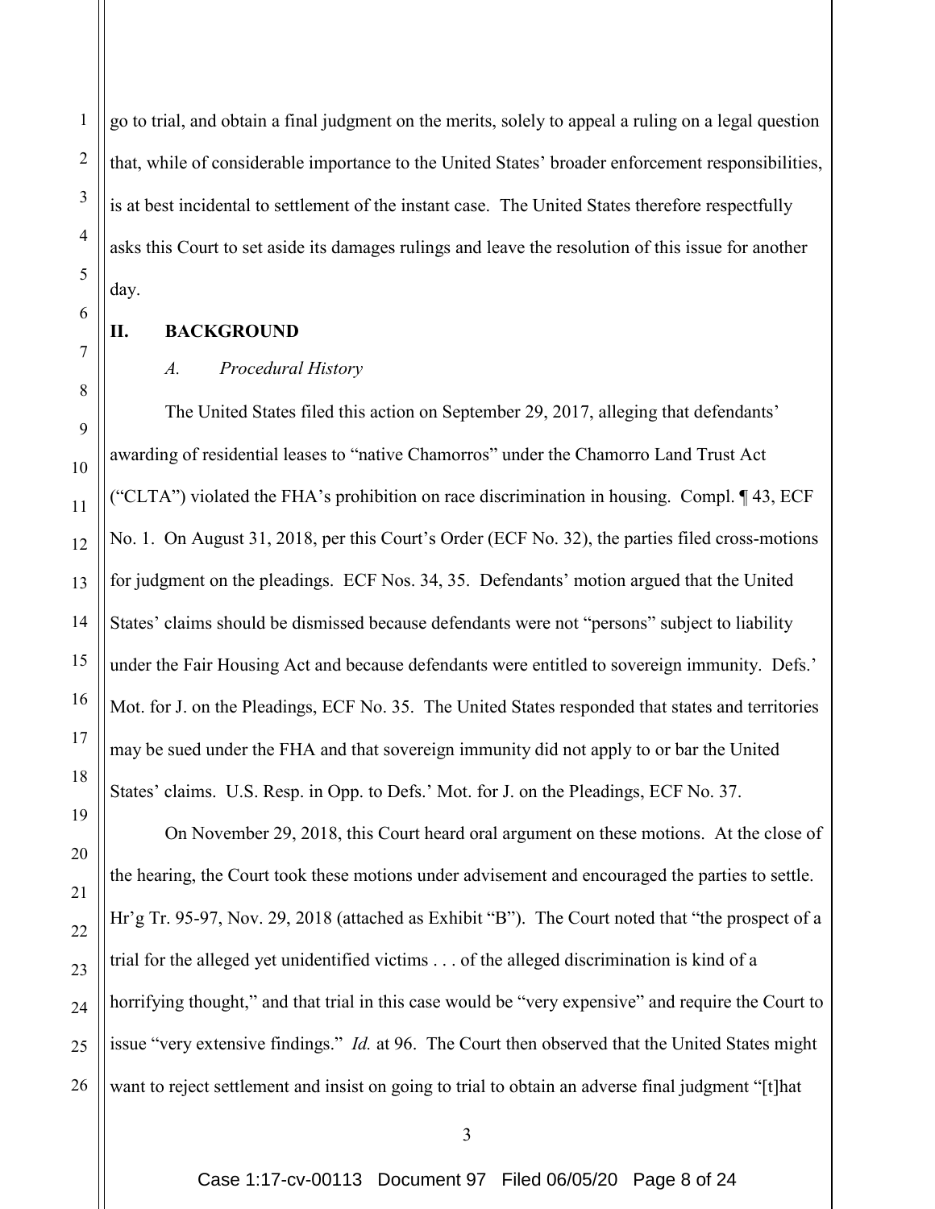go to trial, and obtain a final judgment on the merits, solely to appeal a ruling on a legal question that, while of considerable importance to the United States' broader enforcement responsibilities, is at best incidental to settlement of the instant case. The United States therefore respectfully asks this Court to set aside its damages rulings and leave the resolution of this issue for another day.

## II. BACKGROUND

### *A. Procedural History*

The United States filed this action on September 29, 2017, alleging that defendants' awarding of residential leases to "native Chamorros" under the Chamorro Land Trust Act ("CLTA") violated the FHA's prohibition on race discrimination in housing. Compl. ¶ 43, ECF No. 1. On August 31, 2018, per this Court's Order (ECF No. 32), the parties filed cross-motions for judgment on the pleadings. ECF Nos. 34, 35. Defendants' motion argued that the United States' claims should be dismissed because defendants were not "persons" subject to liability under the Fair Housing Act and because defendants were entitled to sovereign immunity. Defs.' Mot. for J. on the Pleadings, ECF No. 35. The United States responded that states and territories may be sued under the FHA and that sovereign immunity did not apply to or bar the United States' claims. U.S. Resp. in Opp. to Defs.' Mot. for J. on the Pleadings, ECF No. 37.

On November 29, 2018, this Court heard oral argument on these motions. At the close of the hearing, the Court took these motions under advisement and encouraged the parties to settle. Hr'g Tr. 95-97, Nov. 29, 2018 (attached as Exhibit "B"). The Court noted that "the prospect of a trial for the alleged yet unidentified victims . . . of the alleged discrimination is kind of a horrifying thought," and that trial in this case would be "very expensive" and require the Court to issue "very extensive findings." *Id.* at 96. The Court then observed that the United States might want to reject settlement and insist on going to trial to obtain an adverse final judgment "[t]hat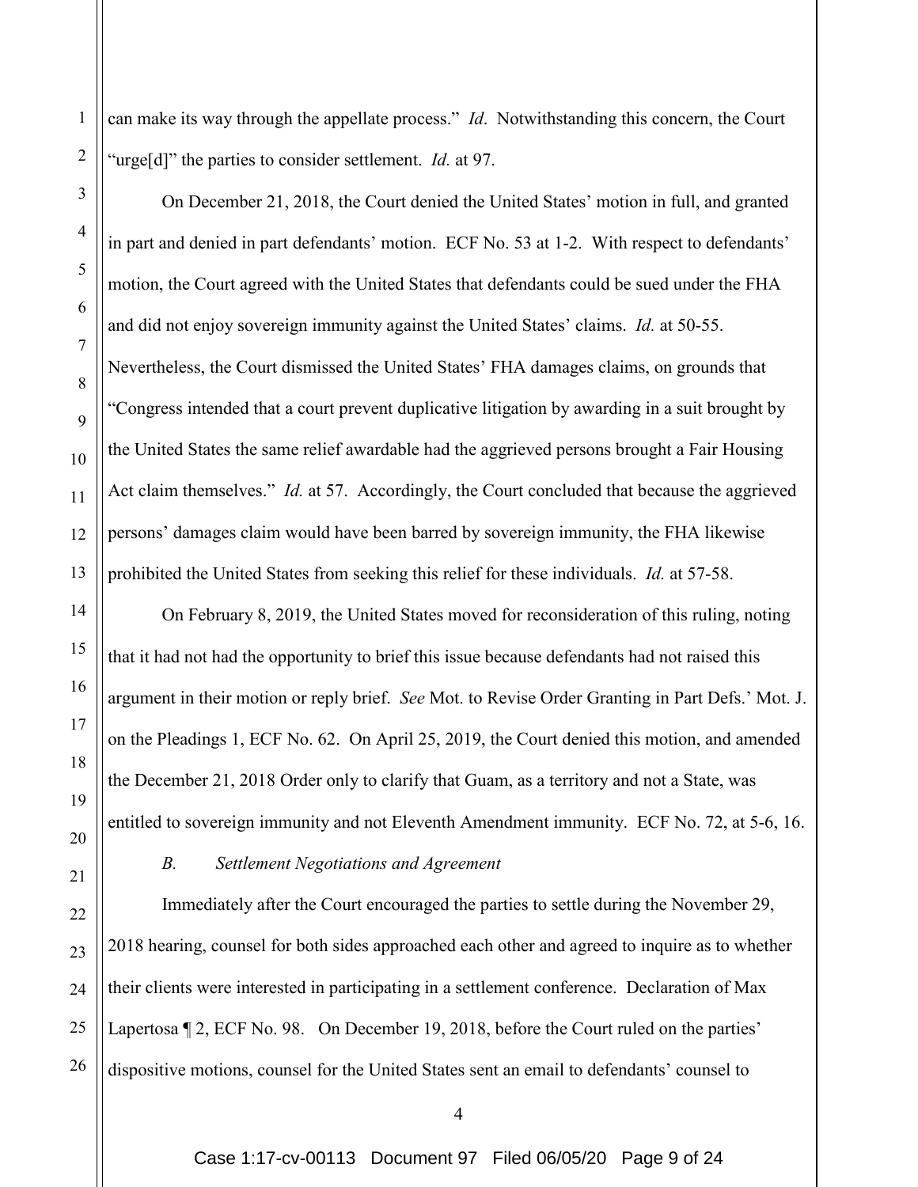can make its way through the appellate process." *Id*. Notwithstanding this concern, the Court "urge[d]" the parties to consider settlement. *Id.* at 97.

On December 21, 2018, the Court denied the United States' motion in full, and granted in part and denied in part defendants' motion. ECF No. 53 at 1-2. With respect to defendants' motion, the Court agreed with the United States that defendants could be sued under the FHA and did not enjoy sovereign immunity against the United States' claims. *Id.* at 50-55. Nevertheless, the Court dismissed the United States' FHA damages claims, on grounds that "Congress intended that a court prevent duplicative litigation by awarding in a suit brought by the United States the same relief awardable had the aggrieved persons brought a Fair Housing Act claim themselves." *Id.* at 57. Accordingly, the Court concluded that because the aggrieved persons' damages claim would have been barred by sovereign immunity, the FHA likewise prohibited the United States from seeking this relief for these individuals. *Id.* at 57-58.

On February 8, 2019, the United States moved for reconsideration of this ruling, noting that it had not had the opportunity to brief this issue because defendants had not raised this argument in their motion or reply brief. *See* Mot. to Revise Order Granting in Part Defs.' Mot. J. on the Pleadings 1, ECF No. 62. On April 25, 2019, the Court denied this motion, and amended the December 21, 2018 Order only to clarify that Guam, as a territory and not a State, was entitled to sovereign immunity and not Eleventh Amendment immunity. ECF No. 72, at 5-6, 16.

### *B. Settlement Negotiations and Agreement*

Immediately after the Court encouraged the parties to settle during the November 29, 2018 hearing, counsel for both sides approached each other and agreed to inquire as to whether their clients were interested in participating in a settlement conference. Declaration of Max Lapertosa ¶ 2, ECF No. 98. On December 19, 2018, before the Court ruled on the parties' dispositive motions, counsel for the United States sent an email to defendants' counsel to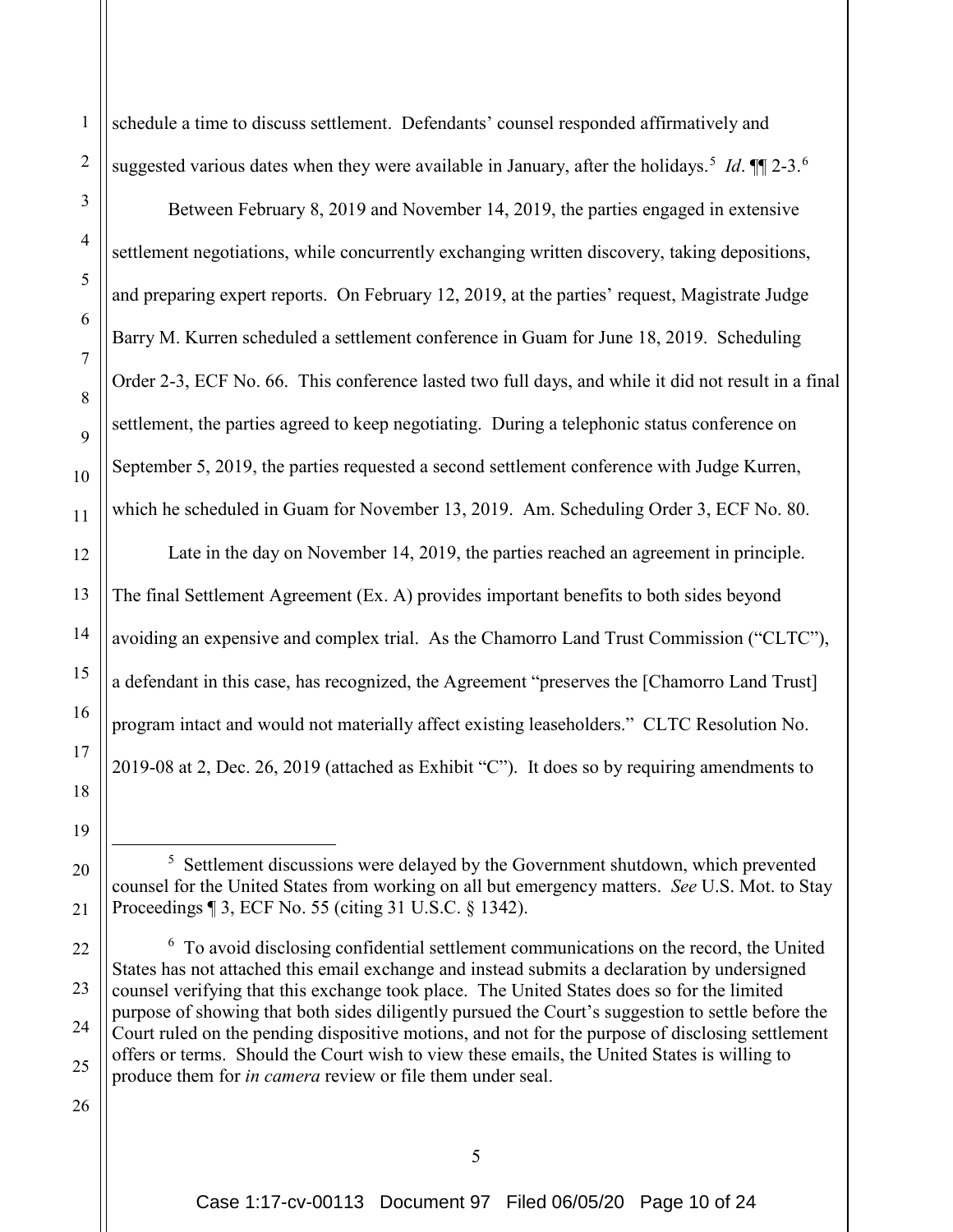schedule a time to discuss settlement. Defendants' counsel responded affirmatively and suggested various dates when they were available in January, after the holidays.[5] *Id*. ¶¶ 2-3.[6]

Between February 8, 2019 and November 14, 2019, the parties engaged in extensive settlement negotiations, while concurrently exchanging written discovery, taking depositions, and preparing expert reports. On February 12, 2019, at the parties' request, Magistrate Judge Barry M. Kurren scheduled a settlement conference in Guam for June 18, 2019. Scheduling Order 2-3, ECF No. 66. This conference lasted two full days, and while it did not result in a final settlement, the parties agreed to keep negotiating. During a telephonic status conference on September 5, 2019, the parties requested a second settlement conference with Judge Kurren, which he scheduled in Guam for November 13, 2019. Am. Scheduling Order 3, ECF No. 80.

Late in the day on November 14, 2019, the parties reached an agreement in principle. The final Settlement Agreement (Ex. A) provides important benefits to both sides beyond avoiding an expensive and complex trial. As the Chamorro Land Trust Commission ("CLTC"), a defendant in this case, has recognized, the Agreement "preserves the [Chamorro Land Trust] program intact and would not materially affect existing leaseholders." CLTC Resolution No. 2019-08 at 2, Dec. 26, 2019 (attached as Exhibit "C"). It does so by requiring amendments to

---

[5] Settlement discussions were delayed by the Government shutdown, which prevented counsel for the United States from working on all but emergency matters. *See* U.S. Mot. to Stay Proceedings ¶ 3, ECF No. 55 (citing 31 U.S.C. § 1342).

[6] To avoid disclosing confidential settlement communications on the record, the United States has not attached this email exchange and instead submits a declaration by undersigned counsel verifying that this exchange took place. The United States does so for the limited purpose of showing that both sides diligently pursued the Court's suggestion to settle before the Court ruled on the pending dispositive motions, and not for the purpose of disclosing settlement offers or terms. Should the Court wish to view these emails, the United States is willing to produce them for *in camera* review or file them under seal.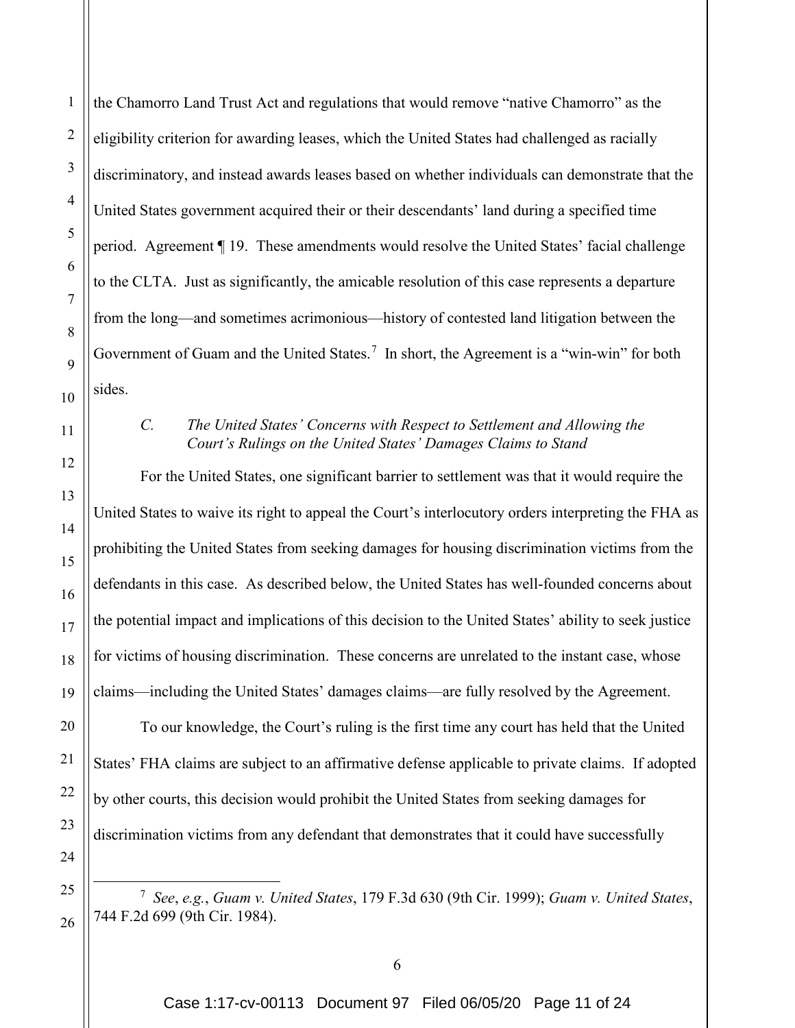the Chamorro Land Trust Act and regulations that would remove "native Chamorro" as the eligibility criterion for awarding leases, which the United States had challenged as racially discriminatory, and instead awards leases based on whether individuals can demonstrate that the United States government acquired their or their descendants' land during a specified time period. Agreement ¶ 19. These amendments would resolve the United States' facial challenge to the CLTA. Just as significantly, the amicable resolution of this case represents a departure from the long—and sometimes acrimonious—history of contested land litigation between the Government of Guam and the United States.[7] In short, the Agreement is a "win-win" for both sides.

### *C. The United States' Concerns with Respect to Settlement and Allowing the Court's Rulings on the United States' Damages Claims to Stand*

For the United States, one significant barrier to settlement was that it would require the United States to waive its right to appeal the Court's interlocutory orders interpreting the FHA as prohibiting the United States from seeking damages for housing discrimination victims from the defendants in this case. As described below, the United States has well-founded concerns about the potential impact and implications of this decision to the United States' ability to seek justice for victims of housing discrimination. These concerns are unrelated to the instant case, whose claims—including the United States' damages claims—are fully resolved by the Agreement.

To our knowledge, the Court's ruling is the first time any court has held that the United States' FHA claims are subject to an affirmative defense applicable to private claims. If adopted by other courts, this decision would prohibit the United States from seeking damages for discrimination victims from any defendant that demonstrates that it could have successfully

---

[7] *See*, *e.g.*, *Guam v. United States*, 179 F.3d 630 (9th Cir. 1999); *Guam v. United States*, 744 F.2d 699 (9th Cir. 1984).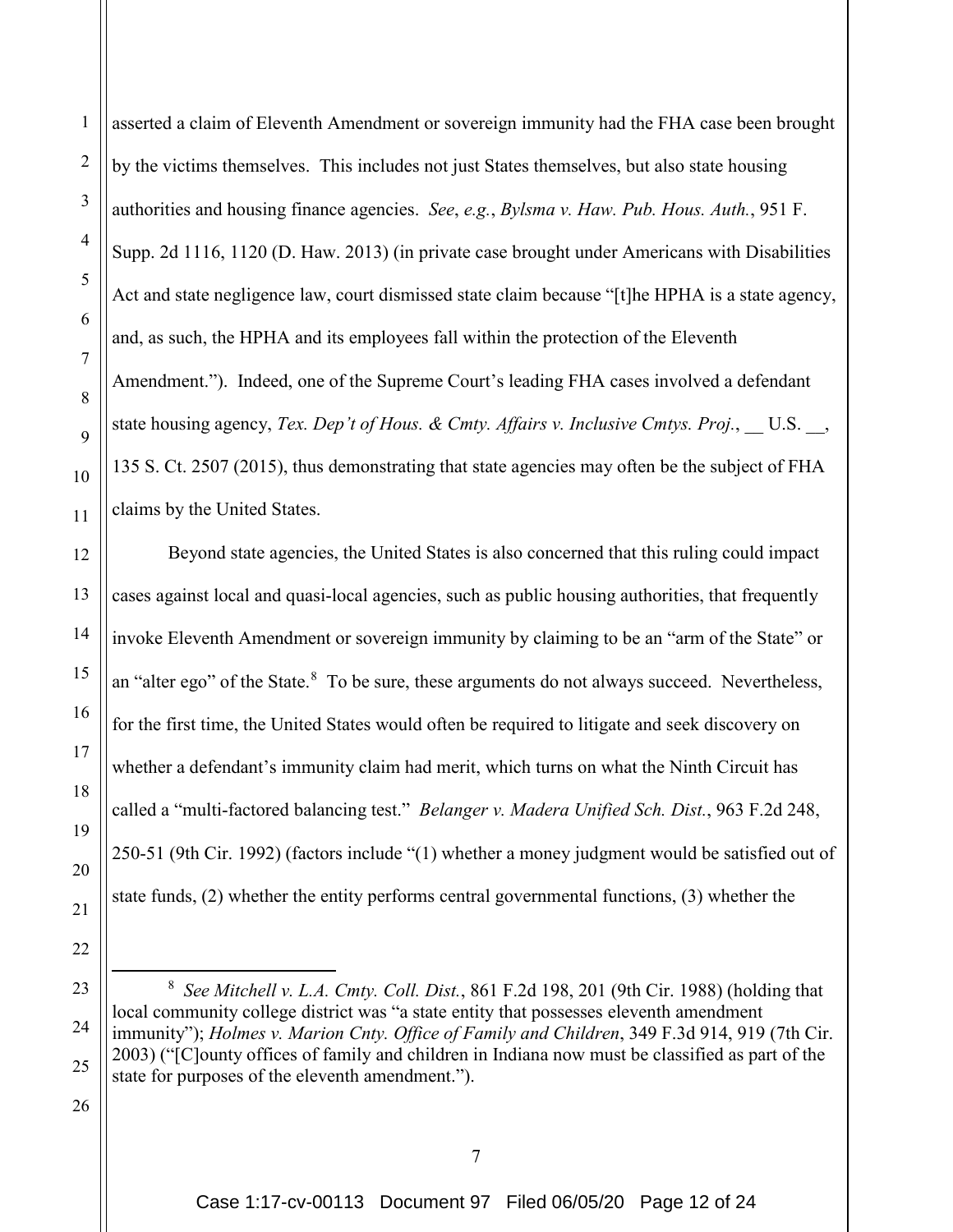asserted a claim of Eleventh Amendment or sovereign immunity had the FHA case been brought by the victims themselves. This includes not just States themselves, but also state housing authorities and housing finance agencies. *See*, *e.g.*, *Bylsma v. Haw. Pub. Hous. Auth.*, 951 F. Supp. 2d 1116, 1120 (D. Haw. 2013) (in private case brought under Americans with Disabilities Act and state negligence law, court dismissed state claim because "[t]he HPHA is a state agency, and, as such, the HPHA and its employees fall within the protection of the Eleventh Amendment."). Indeed, one of the Supreme Court's leading FHA cases involved a defendant state housing agency, *Tex. Dep't of Hous. & Cmty. Affairs v. Inclusive Cmtys. Proj.*, __ U.S. __, 135 S. Ct. 2507 (2015), thus demonstrating that state agencies may often be the subject of FHA claims by the United States.

Beyond state agencies, the United States is also concerned that this ruling could impact cases against local and quasi-local agencies, such as public housing authorities, that frequently invoke Eleventh Amendment or sovereign immunity by claiming to be an "arm of the State" or an "alter ego" of the State.[8] To be sure, these arguments do not always succeed. Nevertheless, for the first time, the United States would often be required to litigate and seek discovery on whether a defendant's immunity claim had merit, which turns on what the Ninth Circuit has called a "multi-factored balancing test." *Belanger v. Madera Unified Sch. Dist.*, 963 F.2d 248, 250-51 (9th Cir. 1992) (factors include "(1) whether a money judgment would be satisfied out of state funds, (2) whether the entity performs central governmental functions, (3) whether the

---

[8] *See Mitchell v. L.A. Cmty. Coll. Dist.*, 861 F.2d 198, 201 (9th Cir. 1988) (holding that local community college district was "a state entity that possesses eleventh amendment immunity"); *Holmes v. Marion Cnty. Office of Family and Children*, 349 F.3d 914, 919 (7th Cir. 2003) ("[C]ounty offices of family and children in Indiana now must be classified as part of the state for purposes of the eleventh amendment.").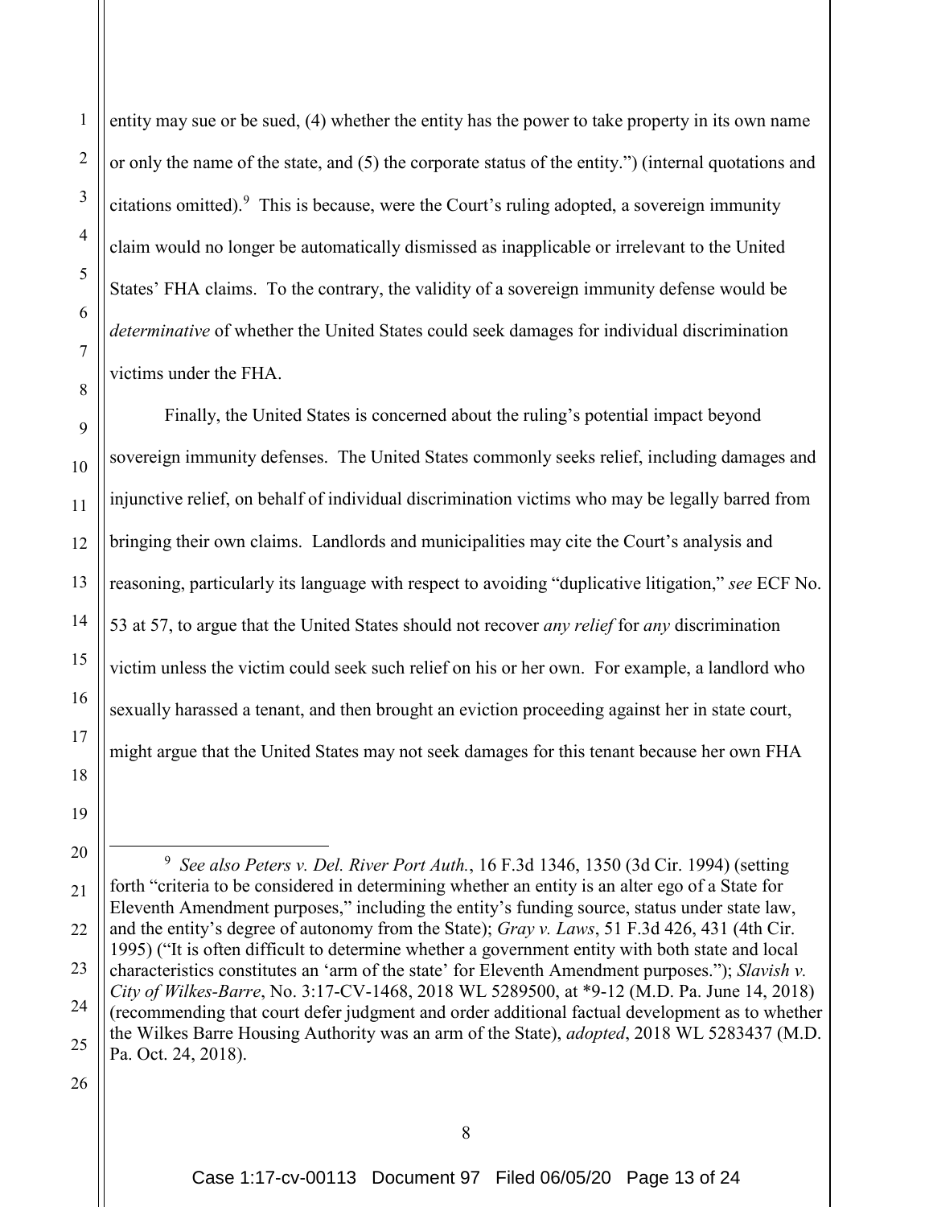entity may sue or be sued, (4) whether the entity has the power to take property in its own name or only the name of the state, and (5) the corporate status of the entity.") (internal quotations and citations omitted).[9] This is because, were the Court's ruling adopted, a sovereign immunity claim would no longer be automatically dismissed as inapplicable or irrelevant to the United States' FHA claims. To the contrary, the validity of a sovereign immunity defense would be *determinative* of whether the United States could seek damages for individual discrimination victims under the FHA.

Finally, the United States is concerned about the ruling's potential impact beyond sovereign immunity defenses. The United States commonly seeks relief, including damages and injunctive relief, on behalf of individual discrimination victims who may be legally barred from bringing their own claims. Landlords and municipalities may cite the Court's analysis and reasoning, particularly its language with respect to avoiding "duplicative litigation," *see* ECF No. 53 at 57, to argue that the United States should not recover *any relief* for *any* discrimination victim unless the victim could seek such relief on his or her own. For example, a landlord who sexually harassed a tenant, and then brought an eviction proceeding against her in state court, might argue that the United States may not seek damages for this tenant because her own FHA

---

[9] *See also Peters v. Del. River Port Auth.*, 16 F.3d 1346, 1350 (3d Cir. 1994) (setting forth "criteria to be considered in determining whether an entity is an alter ego of a State for Eleventh Amendment purposes," including the entity's funding source, status under state law, and the entity's degree of autonomy from the State); *Gray v. Laws*, 51 F.3d 426, 431 (4th Cir. 1995) ("It is often difficult to determine whether a government entity with both state and local characteristics constitutes an 'arm of the state' for Eleventh Amendment purposes."); *Slavish v. City of Wilkes-Barre*, No. 3:17-CV-1468, 2018 WL 5289500, at *9-12 (M.D. Pa. June 14, 2018) (recommending that court defer judgment and order additional factual development as to whether the Wilkes Barre Housing Authority was an arm of the State), *adopted*, 2018 WL 5283437 (M.D. Pa. Oct. 24, 2018).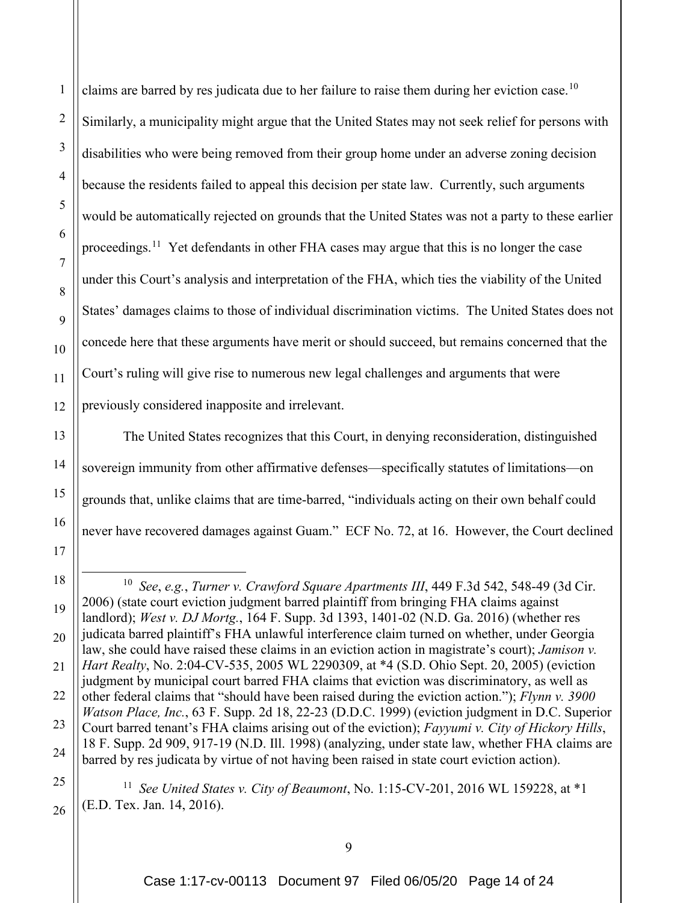claims are barred by res judicata due to her failure to raise them during her eviction case.[10] Similarly, a municipality might argue that the United States may not seek relief for persons with disabilities who were being removed from their group home under an adverse zoning decision because the residents failed to appeal this decision per state law. Currently, such arguments would be automatically rejected on grounds that the United States was not a party to these earlier proceedings.[11] Yet defendants in other FHA cases may argue that this is no longer the case under this Court's analysis and interpretation of the FHA, which ties the viability of the United States' damages claims to those of individual discrimination victims. The United States does not concede here that these arguments have merit or should succeed, but remains concerned that the Court's ruling will give rise to numerous new legal challenges and arguments that were previously considered inapposite and irrelevant.

The United States recognizes that this Court, in denying reconsideration, distinguished sovereign immunity from other affirmative defenses—specifically statutes of limitations—on grounds that, unlike claims that are time-barred, "individuals acting on their own behalf could never have recovered damages against Guam." ECF No. 72, at 16. However, the Court declined

---

[10] *See*, *e.g.*, *Turner v. Crawford Square Apartments III*, 449 F.3d 542, 548-49 (3d Cir. 2006) (state court eviction judgment barred plaintiff from bringing FHA claims against landlord); *West v. DJ Mortg.*, 164 F. Supp. 3d 1393, 1401-02 (N.D. Ga. 2016) (whether res judicata barred plaintiff's FHA unlawful interference claim turned on whether, under Georgia law, she could have raised these claims in an eviction action in magistrate's court); *Jamison v. Hart Realty*, No. 2:04-CV-535, 2005 WL 2290309, at *4 (S.D. Ohio Sept. 20, 2005) (eviction judgment by municipal court barred FHA claims that eviction was discriminatory, as well as other federal claims that "should have been raised during the eviction action."); *Flynn v. 3900 Watson Place, Inc.*, 63 F. Supp. 2d 18, 22-23 (D.D.C. 1999) (eviction judgment in D.C. Superior Court barred tenant's FHA claims arising out of the eviction); *Fayyumi v. City of Hickory Hills*, 18 F. Supp. 2d 909, 917-19 (N.D. Ill. 1998) (analyzing, under state law, whether FHA claims are barred by res judicata by virtue of not having been raised in state court eviction action).

[11] *See United States v. City of Beaumont*, No. 1:15-CV-201, 2016 WL 159228, at *1 (E.D. Tex. Jan. 14, 2016).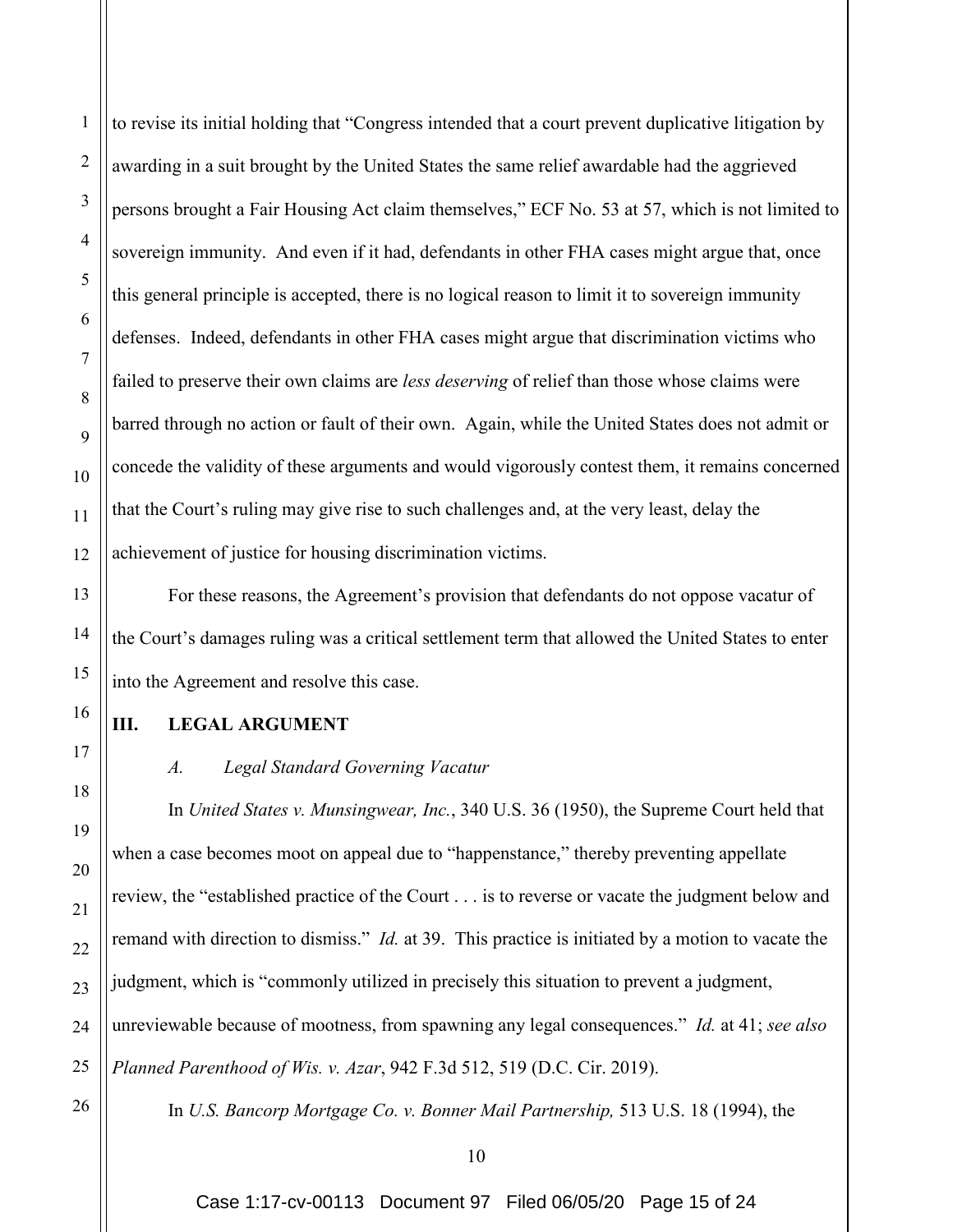to revise its initial holding that "Congress intended that a court prevent duplicative litigation by awarding in a suit brought by the United States the same relief awardable had the aggrieved persons brought a Fair Housing Act claim themselves," ECF No. 53 at 57, which is not limited to sovereign immunity. And even if it had, defendants in other FHA cases might argue that, once this general principle is accepted, there is no logical reason to limit it to sovereign immunity defenses. Indeed, defendants in other FHA cases might argue that discrimination victims who failed to preserve their own claims are *less deserving* of relief than those whose claims were barred through no action or fault of their own. Again, while the United States does not admit or concede the validity of these arguments and would vigorously contest them, it remains concerned that the Court's ruling may give rise to such challenges and, at the very least, delay the achievement of justice for housing discrimination victims.

For these reasons, the Agreement's provision that defendants do not oppose vacatur of the Court's damages ruling was a critical settlement term that allowed the United States to enter into the Agreement and resolve this case.

## III. LEGAL ARGUMENT

### *A. Legal Standard Governing Vacatur*

In *United States v. Munsingwear, Inc.*, 340 U.S. 36 (1950), the Supreme Court held that when a case becomes moot on appeal due to "happenstance," thereby preventing appellate review, the "established practice of the Court . . . is to reverse or vacate the judgment below and remand with direction to dismiss." *Id.* at 39. This practice is initiated by a motion to vacate the judgment, which is "commonly utilized in precisely this situation to prevent a judgment, unreviewable because of mootness, from spawning any legal consequences." *Id.* at 41; *see also Planned Parenthood of Wis. v. Azar*, 942 F.3d 512, 519 (D.C. Cir. 2019).

In *U.S. Bancorp Mortgage Co. v. Bonner Mail Partnership,* 513 U.S. 18 (1994), the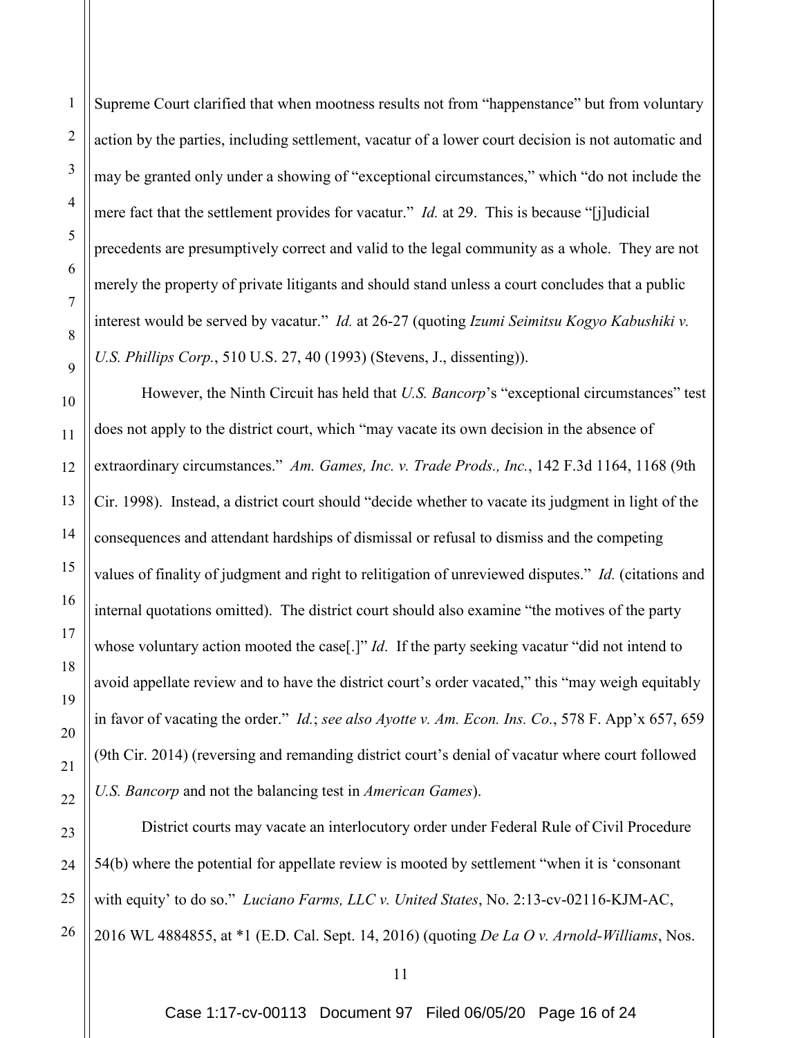Supreme Court clarified that when mootness results not from "happenstance" but from voluntary action by the parties, including settlement, vacatur of a lower court decision is not automatic and may be granted only under a showing of "exceptional circumstances," which "do not include the mere fact that the settlement provides for vacatur." *Id.* at 29. This is because "[j]udicial precedents are presumptively correct and valid to the legal community as a whole. They are not merely the property of private litigants and should stand unless a court concludes that a public interest would be served by vacatur." *Id.* at 26-27 (quoting *Izumi Seimitsu Kogyo Kabushiki v. U.S. Phillips Corp.*, 510 U.S. 27, 40 (1993) (Stevens, J., dissenting)).

However, the Ninth Circuit has held that *U.S. Bancorp*'s "exceptional circumstances" test does not apply to the district court, which "may vacate its own decision in the absence of extraordinary circumstances." *Am. Games, Inc. v. Trade Prods., Inc.*, 142 F.3d 1164, 1168 (9th Cir. 1998). Instead, a district court should "decide whether to vacate its judgment in light of the consequences and attendant hardships of dismissal or refusal to dismiss and the competing values of finality of judgment and right to relitigation of unreviewed disputes." *Id.* (citations and internal quotations omitted). The district court should also examine "the motives of the party whose voluntary action mooted the case[.]" *Id*. If the party seeking vacatur "did not intend to avoid appellate review and to have the district court's order vacated," this "may weigh equitably in favor of vacating the order." *Id.*; *see also Ayotte v. Am. Econ. Ins. Co.*, 578 F. App'x 657, 659 (9th Cir. 2014) (reversing and remanding district court's denial of vacatur where court followed *U.S. Bancorp* and not the balancing test in *American Games*).

District courts may vacate an interlocutory order under Federal Rule of Civil Procedure 54(b) where the potential for appellate review is mooted by settlement "when it is 'consonant with equity' to do so." *Luciano Farms, LLC v. United States*, No. 2:13-cv-02116-KJM-AC, 2016 WL 4884855, at *1 (E.D. Cal. Sept. 14, 2016) (quoting *De La O v. Arnold-Williams*, Nos.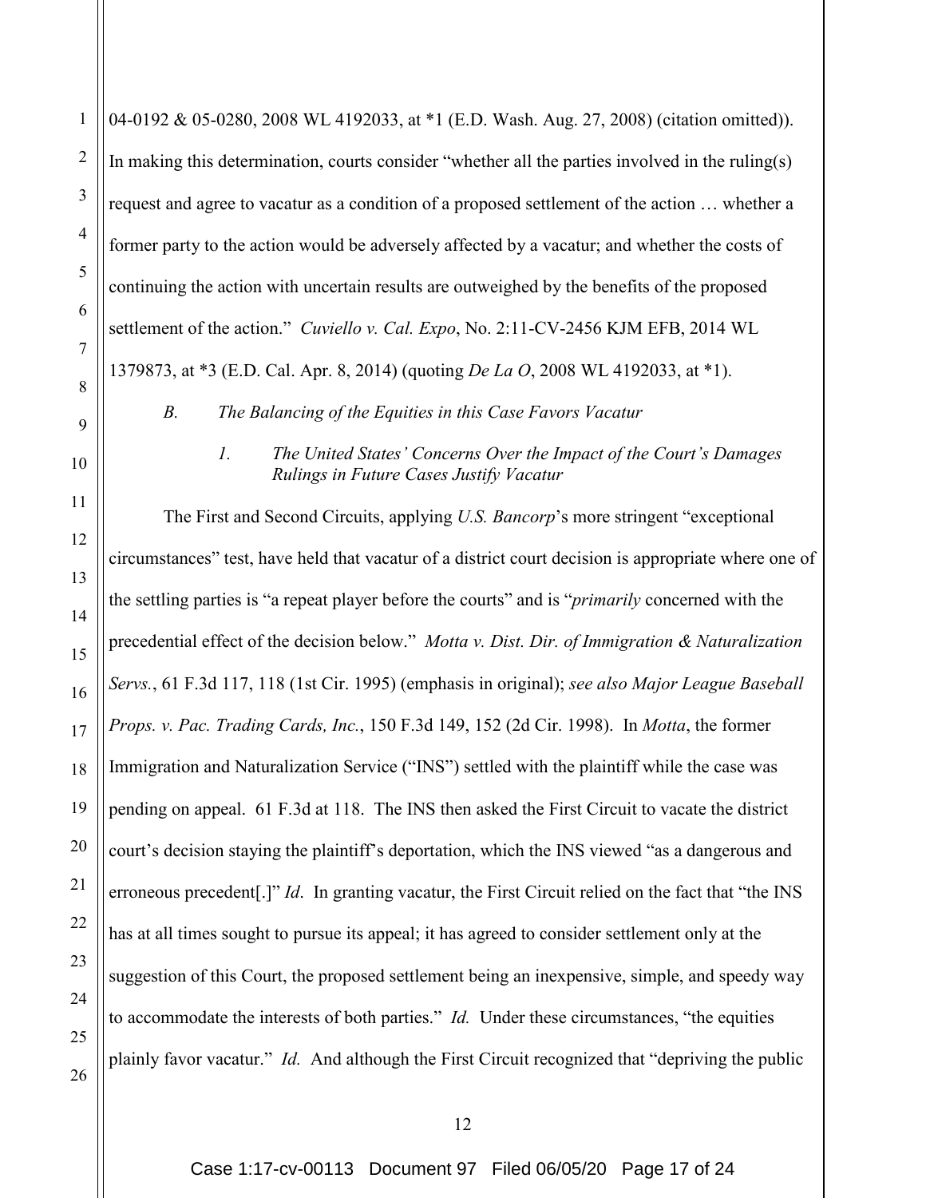04-0192 & 05-0280, 2008 WL 4192033, at *1 (E.D. Wash. Aug. 27, 2008) (citation omitted)). In making this determination, courts consider "whether all the parties involved in the ruling(s) request and agree to vacatur as a condition of a proposed settlement of the action … whether a former party to the action would be adversely affected by a vacatur; and whether the costs of continuing the action with uncertain results are outweighed by the benefits of the proposed settlement of the action." *Cuviello v. Cal. Expo*, No. 2:11-CV-2456 KJM EFB, 2014 WL 1379873, at *3 (E.D. Cal. Apr. 8, 2014) (quoting *De La O*, 2008 WL 4192033, at *1).

*B. The Balancing of the Equities in this Case Favors Vacatur*

*1. The United States' Concerns Over the Impact of the Court's Damages Rulings in Future Cases Justify Vacatur*

The First and Second Circuits, applying *U.S. Bancorp*'s more stringent "exceptional circumstances" test, have held that vacatur of a district court decision is appropriate where one of the settling parties is "a repeat player before the courts" and is "*primarily* concerned with the precedential effect of the decision below." *Motta v. Dist. Dir. of Immigration & Naturalization Servs.*, 61 F.3d 117, 118 (1st Cir. 1995) (emphasis in original); *see also Major League Baseball Props. v. Pac. Trading Cards, Inc.*, 150 F.3d 149, 152 (2d Cir. 1998). In *Motta*, the former Immigration and Naturalization Service ("INS") settled with the plaintiff while the case was pending on appeal. 61 F.3d at 118. The INS then asked the First Circuit to vacate the district court's decision staying the plaintiff's deportation, which the INS viewed "as a dangerous and erroneous precedent[.]" *Id*. In granting vacatur, the First Circuit relied on the fact that "the INS has at all times sought to pursue its appeal; it has agreed to consider settlement only at the suggestion of this Court, the proposed settlement being an inexpensive, simple, and speedy way to accommodate the interests of both parties." *Id.* Under these circumstances, "the equities plainly favor vacatur." *Id.* And although the First Circuit recognized that "depriving the public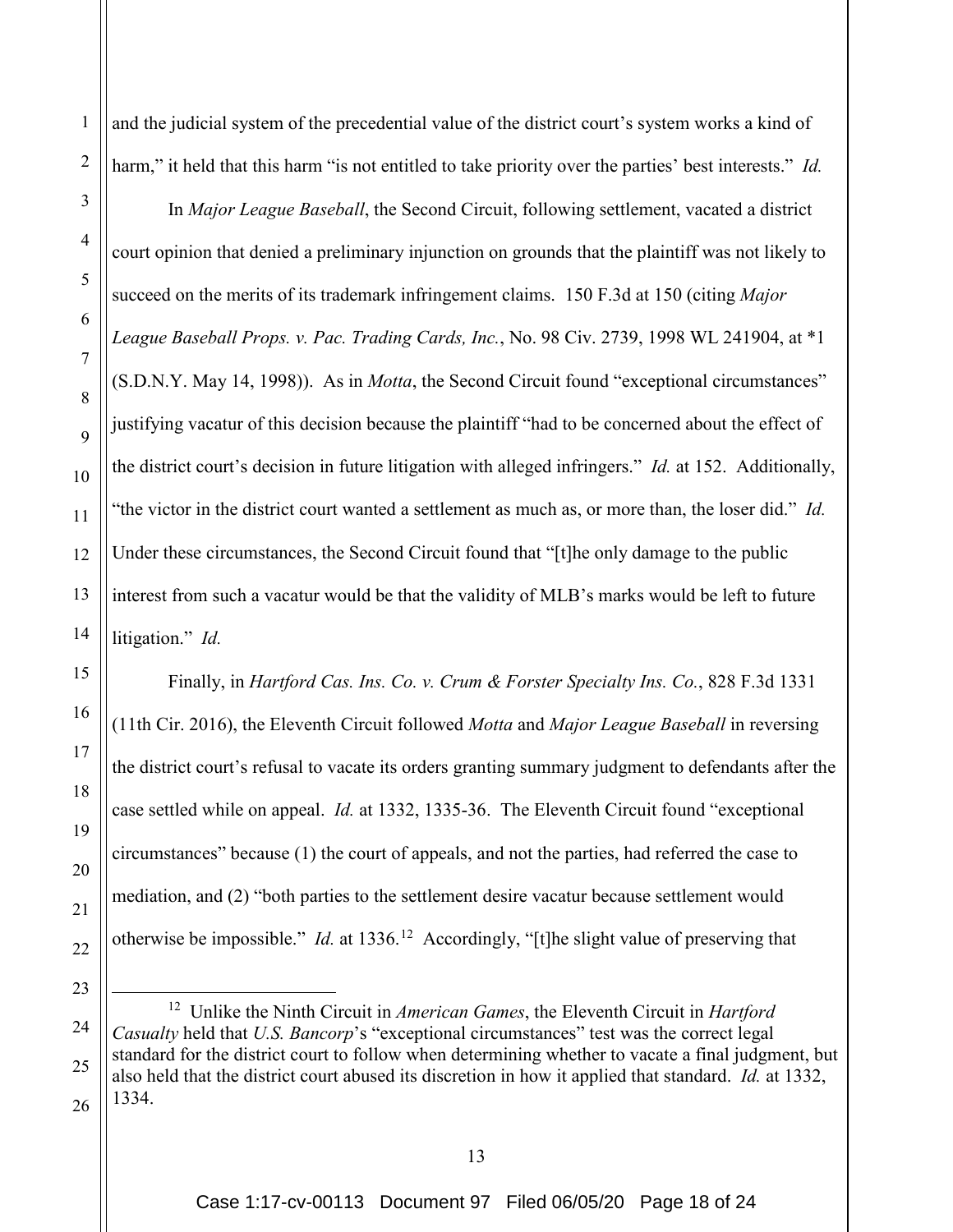and the judicial system of the precedential value of the district court's system works a kind of harm," it held that this harm "is not entitled to take priority over the parties' best interests." *Id.*

In *Major League Baseball*, the Second Circuit, following settlement, vacated a district court opinion that denied a preliminary injunction on grounds that the plaintiff was not likely to succeed on the merits of its trademark infringement claims. 150 F.3d at 150 (citing *Major League Baseball Props. v. Pac. Trading Cards, Inc.*, No. 98 Civ. 2739, 1998 WL 241904, at *1 (S.D.N.Y. May 14, 1998)). As in *Motta*, the Second Circuit found "exceptional circumstances" justifying vacatur of this decision because the plaintiff "had to be concerned about the effect of the district court's decision in future litigation with alleged infringers." *Id.* at 152. Additionally, "the victor in the district court wanted a settlement as much as, or more than, the loser did." *Id.* Under these circumstances, the Second Circuit found that "[t]he only damage to the public interest from such a vacatur would be that the validity of MLB's marks would be left to future litigation." *Id.*

Finally, in *Hartford Cas. Ins. Co. v. Crum & Forster Specialty Ins. Co.*, 828 F.3d 1331 (11th Cir. 2016), the Eleventh Circuit followed *Motta* and *Major League Baseball* in reversing the district court's refusal to vacate its orders granting summary judgment to defendants after the case settled while on appeal. *Id.* at 1332, 1335-36. The Eleventh Circuit found "exceptional circumstances" because (1) the court of appeals, and not the parties, had referred the case to mediation, and (2) "both parties to the settlement desire vacatur because settlement would otherwise be impossible." *Id.* at 1336.[12] Accordingly, "[t]he slight value of preserving that

[12] Unlike the Ninth Circuit in *American Games*, the Eleventh Circuit in *Hartford Casualty* held that *U.S. Bancorp*'s "exceptional circumstances" test was the correct legal standard for the district court to follow when determining whether to vacate a final judgment, but also held that the district court abused its discretion in how it applied that standard. *Id.* at 1332, 1334.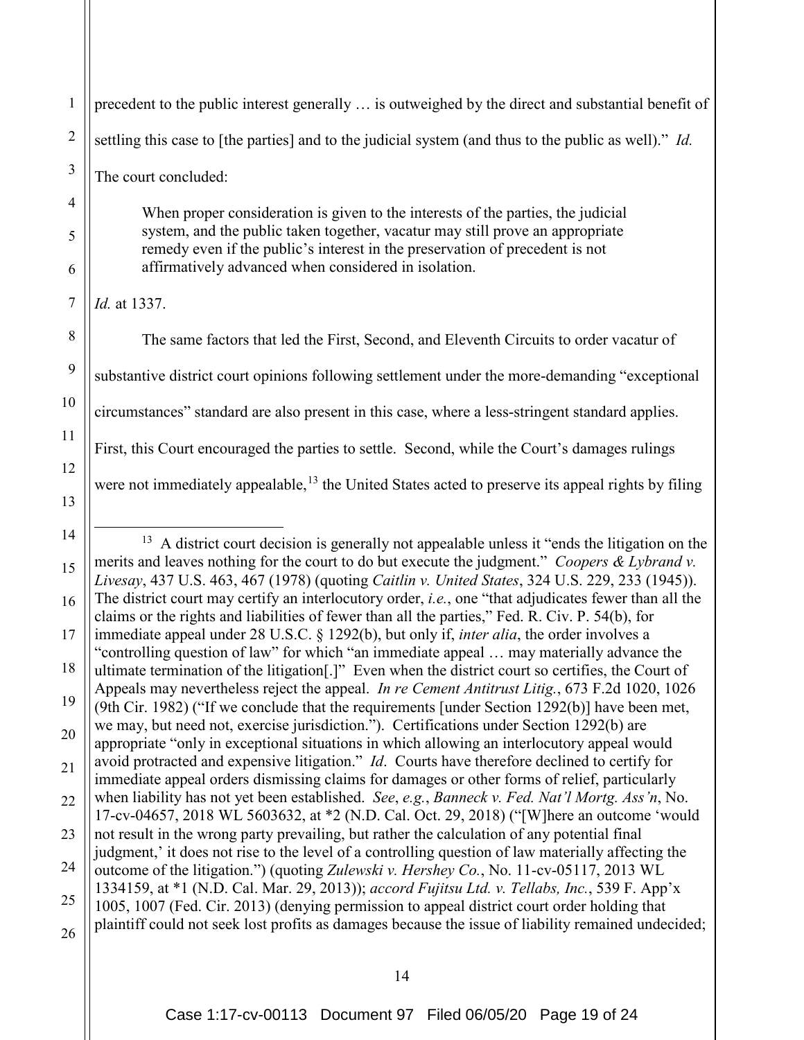precedent to the public interest generally … is outweighed by the direct and substantial benefit of settling this case to [the parties] and to the judicial system (and thus to the public as well)." *Id.* The court concluded:

> When proper consideration is given to the interests of the parties, the judicial system, and the public taken together, vacatur may still prove an appropriate remedy even if the public's interest in the preservation of precedent is not affirmatively advanced when considered in isolation.

*Id.* at 1337.

The same factors that led the First, Second, and Eleventh Circuits to order vacatur of substantive district court opinions following settlement under the more-demanding "exceptional circumstances" standard are also present in this case, where a less-stringent standard applies. First, this Court encouraged the parties to settle. Second, while the Court's damages rulings were not immediately appealable,[13] the United States acted to preserve its appeal rights by filing

---

[13] A district court decision is generally not appealable unless it "ends the litigation on the merits and leaves nothing for the court to do but execute the judgment." *Coopers & Lybrand v. Livesay*, 437 U.S. 463, 467 (1978) (quoting *Caitlin v. United States*, 324 U.S. 229, 233 (1945)). The district court may certify an interlocutory order, *i.e.*, one "that adjudicates fewer than all the claims or the rights and liabilities of fewer than all the parties," Fed. R. Civ. P. 54(b), for immediate appeal under 28 U.S.C. § 1292(b), but only if, *inter alia*, the order involves a "controlling question of law" for which "an immediate appeal … may materially advance the ultimate termination of the litigation[.]" Even when the district court so certifies, the Court of Appeals may nevertheless reject the appeal. *In re Cement Antitrust Litig.*, 673 F.2d 1020, 1026 (9th Cir. 1982) ("If we conclude that the requirements [under Section 1292(b)] have been met, we may, but need not, exercise jurisdiction."). Certifications under Section 1292(b) are appropriate "only in exceptional situations in which allowing an interlocutory appeal would avoid protracted and expensive litigation." *Id*. Courts have therefore declined to certify for immediate appeal orders dismissing claims for damages or other forms of relief, particularly when liability has not yet been established. *See*, *e.g.*, *Banneck v. Fed. Nat'l Mortg. Ass'n*, No. 17-cv-04657, 2018 WL 5603632, at *2 (N.D. Cal. Oct. 29, 2018) ("[W]here an outcome 'would not result in the wrong party prevailing, but rather the calculation of any potential final judgment,' it does not rise to the level of a controlling question of law materially affecting the outcome of the litigation.") (quoting *Zulewski v. Hershey Co.*, No. 11-cv-05117, 2013 WL 1334159, at *1 (N.D. Cal. Mar. 29, 2013)); *accord Fujitsu Ltd. v. Tellabs, Inc.*, 539 F. App'x 1005, 1007 (Fed. Cir. 2013) (denying permission to appeal district court order holding that plaintiff could not seek lost profits as damages because the issue of liability remained undecided;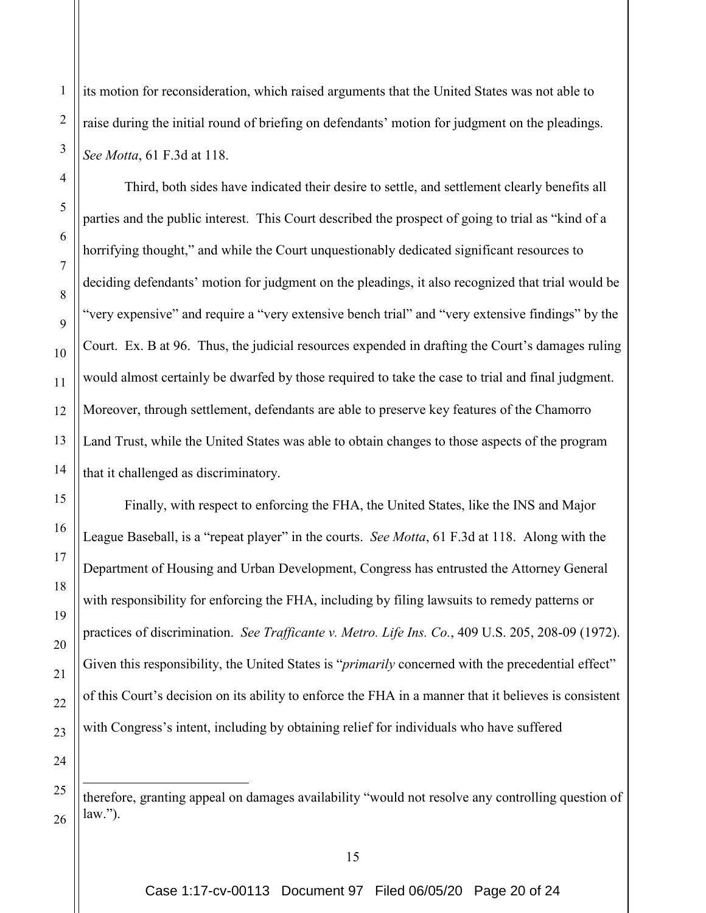its motion for reconsideration, which raised arguments that the United States was not able to raise during the initial round of briefing on defendants' motion for judgment on the pleadings. *See Motta*, 61 F.3d at 118.

Third, both sides have indicated their desire to settle, and settlement clearly benefits all parties and the public interest. This Court described the prospect of going to trial as "kind of a horrifying thought," and while the Court unquestionably dedicated significant resources to deciding defendants' motion for judgment on the pleadings, it also recognized that trial would be "very expensive" and require a "very extensive bench trial" and "very extensive findings" by the Court. Ex. B at 96. Thus, the judicial resources expended in drafting the Court's damages ruling would almost certainly be dwarfed by those required to take the case to trial and final judgment. Moreover, through settlement, defendants are able to preserve key features of the Chamorro Land Trust, while the United States was able to obtain changes to those aspects of the program that it challenged as discriminatory.

Finally, with respect to enforcing the FHA, the United States, like the INS and Major League Baseball, is a "repeat player" in the courts. *See Motta*, 61 F.3d at 118. Along with the Department of Housing and Urban Development, Congress has entrusted the Attorney General with responsibility for enforcing the FHA, including by filing lawsuits to remedy patterns or practices of discrimination. *See Trafficante v. Metro. Life Ins. Co.*, 409 U.S. 205, 208-09 (1972). Given this responsibility, the United States is "*primarily* concerned with the precedential effect" of this Court's decision on its ability to enforce the FHA in a manner that it believes is consistent with Congress's intent, including by obtaining relief for individuals who have suffered

---

therefore, granting appeal on damages availability "would not resolve any controlling question of law.").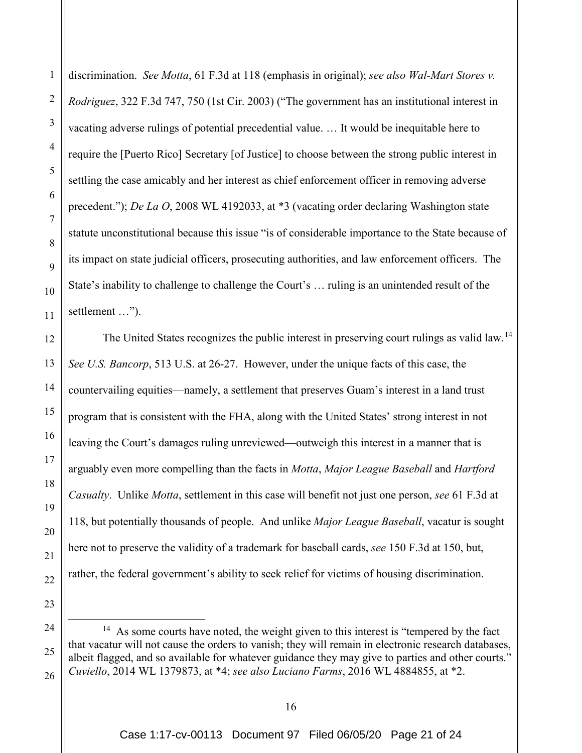discrimination. *See Motta*, 61 F.3d at 118 (emphasis in original); *see also Wal-Mart Stores v. Rodriguez*, 322 F.3d 747, 750 (1st Cir. 2003) ("The government has an institutional interest in vacating adverse rulings of potential precedential value. … It would be inequitable here to require the [Puerto Rico] Secretary [of Justice] to choose between the strong public interest in settling the case amicably and her interest as chief enforcement officer in removing adverse precedent."); *De La O*, 2008 WL 4192033, at *3 (vacating order declaring Washington state statute unconstitutional because this issue "is of considerable importance to the State because of its impact on state judicial officers, prosecuting authorities, and law enforcement officers. The State's inability to challenge to challenge the Court's … ruling is an unintended result of the settlement …").

The United States recognizes the public interest in preserving court rulings as valid law.[14] *See U.S. Bancorp*, 513 U.S. at 26-27. However, under the unique facts of this case, the countervailing equities—namely, a settlement that preserves Guam's interest in a land trust program that is consistent with the FHA, along with the United States' strong interest in not leaving the Court's damages ruling unreviewed—outweigh this interest in a manner that is arguably even more compelling than the facts in *Motta*, *Major League Baseball* and *Hartford Casualty*. Unlike *Motta*, settlement in this case will benefit not just one person, *see* 61 F.3d at 118, but potentially thousands of people. And unlike *Major League Baseball*, vacatur is sought here not to preserve the validity of a trademark for baseball cards, *see* 150 F.3d at 150, but, rather, the federal government's ability to seek relief for victims of housing discrimination.

---

[14] As some courts have noted, the weight given to this interest is "tempered by the fact that vacatur will not cause the orders to vanish; they will remain in electronic research databases, albeit flagged, and so available for whatever guidance they may give to parties and other courts." *Cuviello*, 2014 WL 1379873, at *4; *see also Luciano Farms*, 2016 WL 4884855, at *2.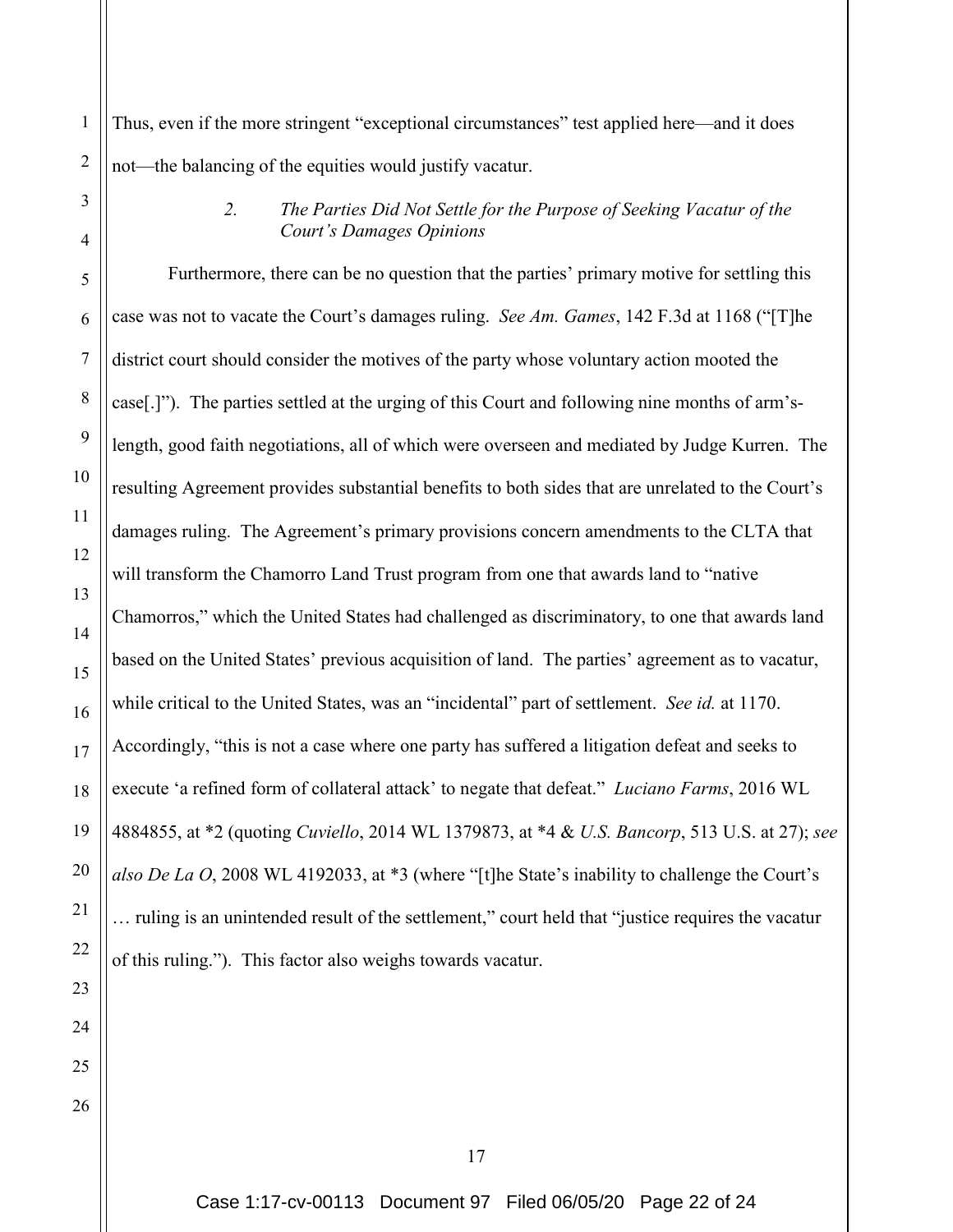Thus, even if the more stringent "exceptional circumstances" test applied here—and it does not—the balancing of the equities would justify vacatur.

### *2. The Parties Did Not Settle for the Purpose of Seeking Vacatur of the Court's Damages Opinions*

Furthermore, there can be no question that the parties' primary motive for settling this case was not to vacate the Court's damages ruling. *See Am. Games*, 142 F.3d at 1168 ("[T]he district court should consider the motives of the party whose voluntary action mooted the case[.]"). The parties settled at the urging of this Court and following nine months of arm's-length, good faith negotiations, all of which were overseen and mediated by Judge Kurren. The resulting Agreement provides substantial benefits to both sides that are unrelated to the Court's damages ruling. The Agreement's primary provisions concern amendments to the CLTA that will transform the Chamorro Land Trust program from one that awards land to "native Chamorros," which the United States had challenged as discriminatory, to one that awards land based on the United States' previous acquisition of land. The parties' agreement as to vacatur, while critical to the United States, was an "incidental" part of settlement. *See id.* at 1170. Accordingly, "this is not a case where one party has suffered a litigation defeat and seeks to execute 'a refined form of collateral attack' to negate that defeat." *Luciano Farms*, 2016 WL 4884855, at *2 (quoting *Cuviello*, 2014 WL 1379873, at *4 & *U.S. Bancorp*, 513 U.S. at 27); *see also De La O*, 2008 WL 4192033, at *3 (where "[t]he State's inability to challenge the Court's … ruling is an unintended result of the settlement," court held that "justice requires the vacatur of this ruling."). This factor also weighs towards vacatur.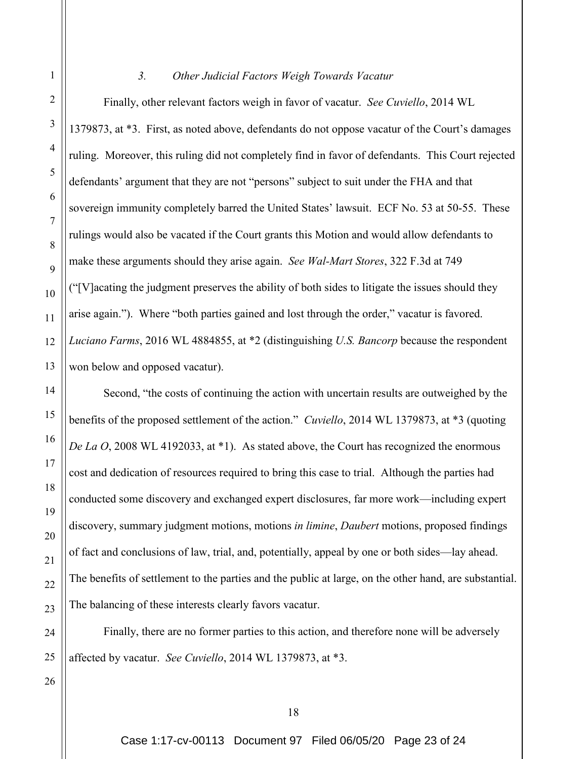### *3. Other Judicial Factors Weigh Towards Vacatur*

Finally, other relevant factors weigh in favor of vacatur. *See Cuviello*, 2014 WL 1379873, at *3. First, as noted above, defendants do not oppose vacatur of the Court's damages ruling. Moreover, this ruling did not completely find in favor of defendants. This Court rejected defendants' argument that they are not "persons" subject to suit under the FHA and that sovereign immunity completely barred the United States' lawsuit. ECF No. 53 at 50-55. These rulings would also be vacated if the Court grants this Motion and would allow defendants to make these arguments should they arise again. *See Wal-Mart Stores*, 322 F.3d at 749 ("[V]acating the judgment preserves the ability of both sides to litigate the issues should they arise again."). Where "both parties gained and lost through the order," vacatur is favored. *Luciano Farms*, 2016 WL 4884855, at *2 (distinguishing *U.S. Bancorp* because the respondent won below and opposed vacatur).

Second, "the costs of continuing the action with uncertain results are outweighed by the benefits of the proposed settlement of the action." *Cuviello*, 2014 WL 1379873, at *3 (quoting *De La O*, 2008 WL 4192033, at *1). As stated above, the Court has recognized the enormous cost and dedication of resources required to bring this case to trial. Although the parties had conducted some discovery and exchanged expert disclosures, far more work—including expert discovery, summary judgment motions, motions *in limine*, *Daubert* motions, proposed findings of fact and conclusions of law, trial, and, potentially, appeal by one or both sides—lay ahead. The benefits of settlement to the parties and the public at large, on the other hand, are substantial. The balancing of these interests clearly favors vacatur.

Finally, there are no former parties to this action, and therefore none will be adversely affected by vacatur. *See Cuviello*, 2014 WL 1379873, at *3.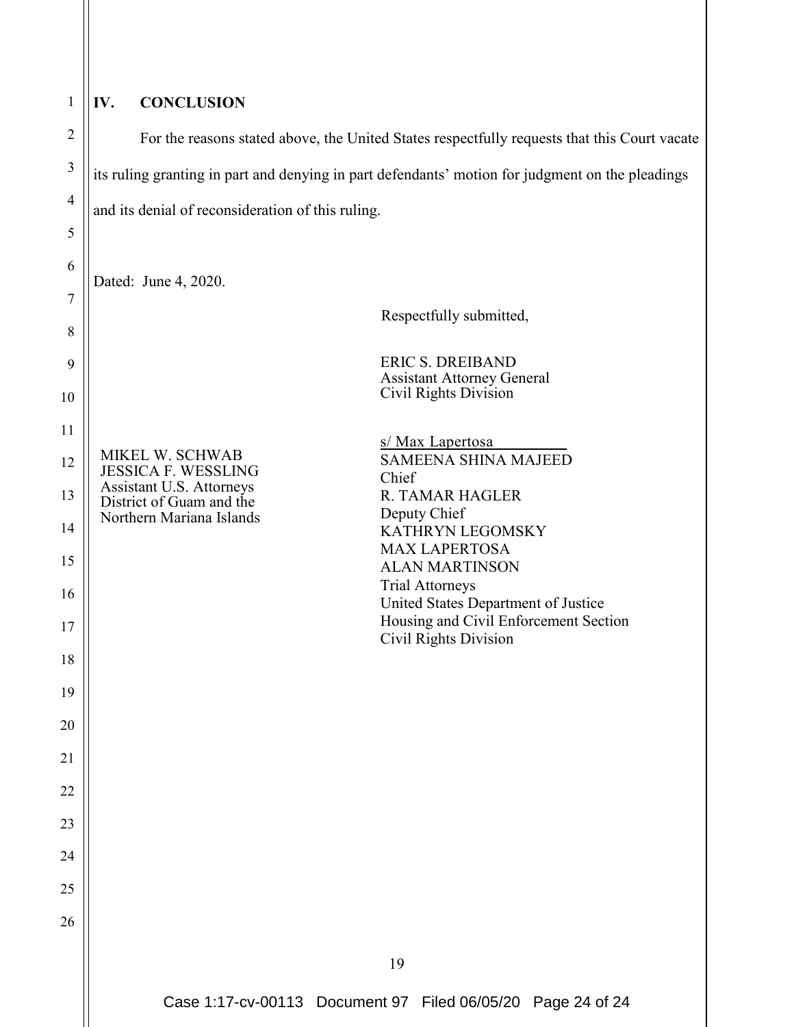## IV. CONCLUSION

For the reasons stated above, the United States respectfully requests that this Court vacate its ruling granting in part and denying in part defendants' motion for judgment on the pleadings and its denial of reconsideration of this ruling.

Dated: June 4, 2020.

Respectfully submitted,

ERIC S. DREIBAND
Assistant Attorney General
Civil Rights Division

s/ Max Lapertosa
SAMEENA SHINA MAJEED
Chief
R. TAMAR HAGLER
Deputy Chief
KATHRYN LEGOMSKY
MAX LAPERTOSA
ALAN MARTINSON
Trial Attorneys
United States Department of Justice
Housing and Civil Enforcement Section
Civil Rights Division

MIKEL W. SCHWAB
JESSICA F. WESSLING
Assistant U.S. Attorneys
District of Guam and the
Northern Mariana Islands